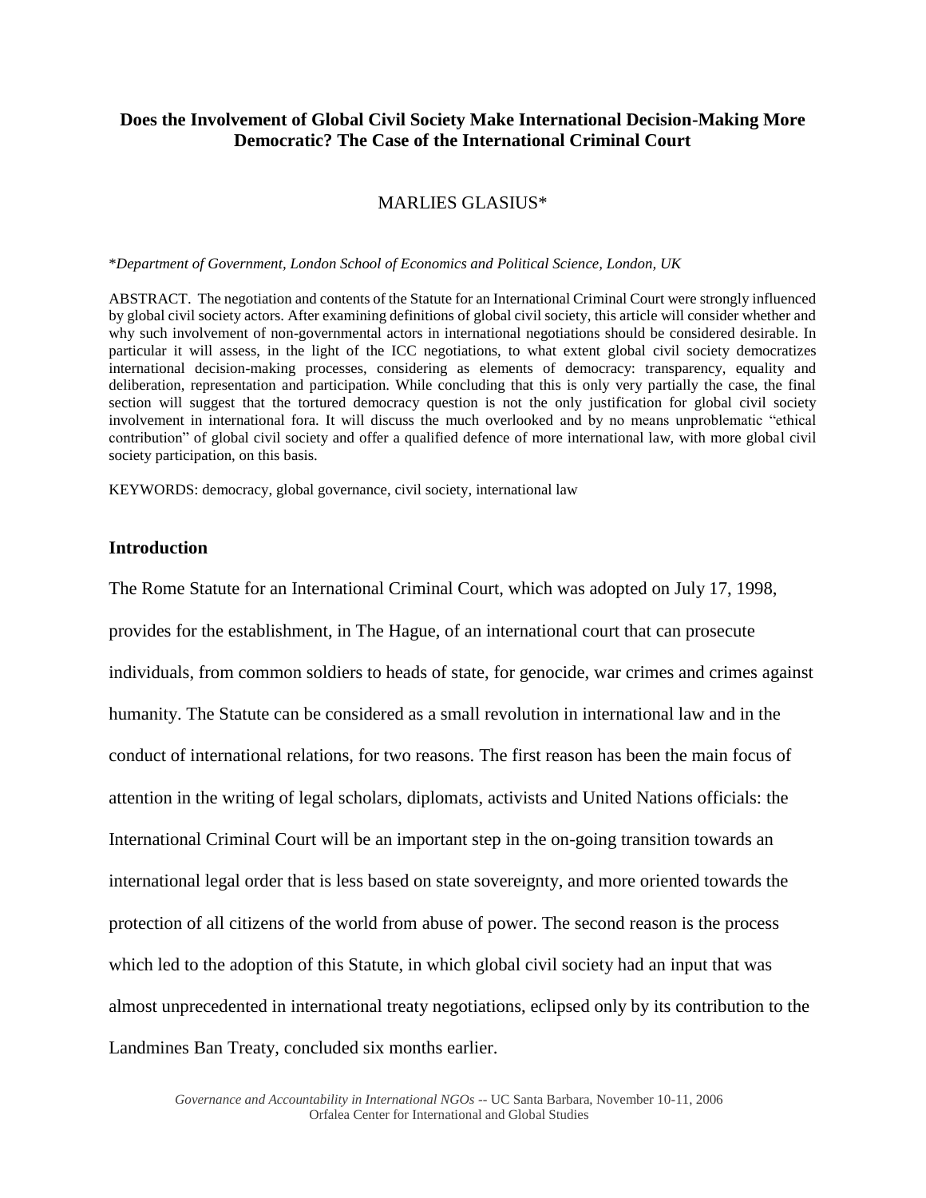# Does the Involvement of Global Civil Society Make International Decision-Making More Democratic? The Case of the International Criminal Court

MARLIES GLASIUS*

**Department of Government, London School of Economics and Political Science, London, UK*

ABSTRACT. The negotiation and contents of the Statute for an International Criminal Court were strongly influenced by global civil society actors. After examining definitions of global civil society, this article will consider whether and why such involvement of non-governmental actors in international negotiations should be considered desirable. In particular it will assess, in the light of the ICC negotiations, to what extent global civil society democratizes international decision-making processes, considering as elements of democracy: transparency, equality and deliberation, representation and participation. While concluding that this is only very partially the case, the final section will suggest that the tortured democracy question is not the only justification for global civil society involvement in international fora. It will discuss the much overlooked and by no means unproblematic "ethical contribution" of global civil society and offer a qualified defence of more international law, with more global civil society participation, on this basis.

KEYWORDS: democracy, global governance, civil society, international law

## Introduction

The Rome Statute for an International Criminal Court, which was adopted on July 17, 1998, provides for the establishment, in The Hague, of an international court that can prosecute individuals, from common soldiers to heads of state, for genocide, war crimes and crimes against humanity. The Statute can be considered as a small revolution in international law and in the conduct of international relations, for two reasons. The first reason has been the main focus of attention in the writing of legal scholars, diplomats, activists and United Nations officials: the International Criminal Court will be an important step in the on-going transition towards an international legal order that is less based on state sovereignty, and more oriented towards the protection of all citizens of the world from abuse of power. The second reason is the process which led to the adoption of this Statute, in which global civil society had an input that was almost unprecedented in international treaty negotiations, eclipsed only by its contribution to the Landmines Ban Treaty, concluded six months earlier.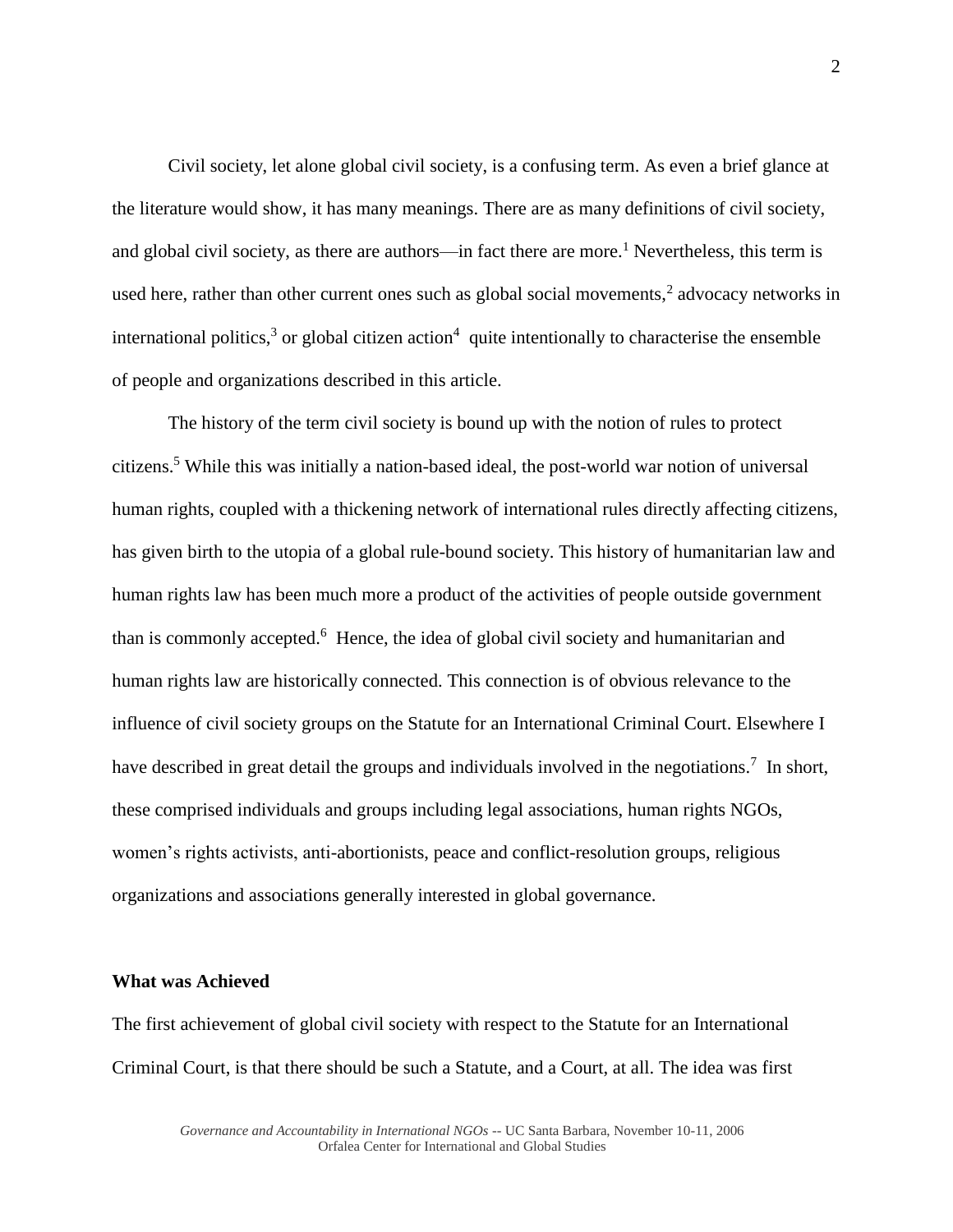Civil society, let alone global civil society, is a confusing term. As even a brief glance at the literature would show, it has many meanings. There are as many definitions of civil society, and global civil society, as there are authors—in fact there are more.[1] Nevertheless, this term is used here, rather than other current ones such as global social movements,[2] advocacy networks in international politics,[3] or global citizen action[4] quite intentionally to characterise the ensemble of people and organizations described in this article.

The history of the term civil society is bound up with the notion of rules to protect citizens.[5] While this was initially a nation-based ideal, the post-world war notion of universal human rights, coupled with a thickening network of international rules directly affecting citizens, has given birth to the utopia of a global rule-bound society. This history of humanitarian law and human rights law has been much more a product of the activities of people outside government than is commonly accepted.[6] Hence, the idea of global civil society and humanitarian and human rights law are historically connected. This connection is of obvious relevance to the influence of civil society groups on the Statute for an International Criminal Court. Elsewhere I have described in great detail the groups and individuals involved in the negotiations.[7] In short, these comprised individuals and groups including legal associations, human rights NGOs, women's rights activists, anti-abortionists, peace and conflict-resolution groups, religious organizations and associations generally interested in global governance.

**What was Achieved**

The first achievement of global civil society with respect to the Statute for an International Criminal Court, is that there should be such a Statute, and a Court, at all. The idea was first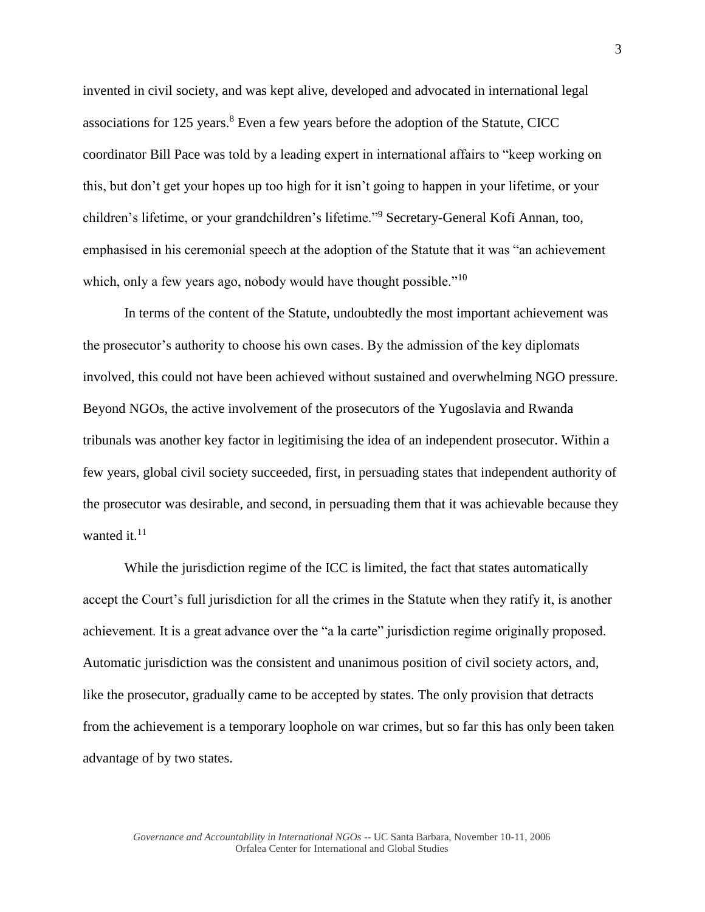invented in civil society, and was kept alive, developed and advocated in international legal associations for 125 years.[8] Even a few years before the adoption of the Statute, CICC coordinator Bill Pace was told by a leading expert in international affairs to "keep working on this, but don't get your hopes up too high for it isn't going to happen in your lifetime, or your children's lifetime, or your grandchildren's lifetime."[9] Secretary-General Kofi Annan, too, emphasised in his ceremonial speech at the adoption of the Statute that it was "an achievement which, only a few years ago, nobody would have thought possible."[10]

In terms of the content of the Statute, undoubtedly the most important achievement was the prosecutor's authority to choose his own cases. By the admission of the key diplomats involved, this could not have been achieved without sustained and overwhelming NGO pressure. Beyond NGOs, the active involvement of the prosecutors of the Yugoslavia and Rwanda tribunals was another key factor in legitimising the idea of an independent prosecutor. Within a few years, global civil society succeeded, first, in persuading states that independent authority of the prosecutor was desirable, and second, in persuading them that it was achievable because they wanted it.[11]

While the jurisdiction regime of the ICC is limited, the fact that states automatically accept the Court's full jurisdiction for all the crimes in the Statute when they ratify it, is another achievement. It is a great advance over the "a la carte" jurisdiction regime originally proposed. Automatic jurisdiction was the consistent and unanimous position of civil society actors, and, like the prosecutor, gradually came to be accepted by states. The only provision that detracts from the achievement is a temporary loophole on war crimes, but so far this has only been taken advantage of by two states.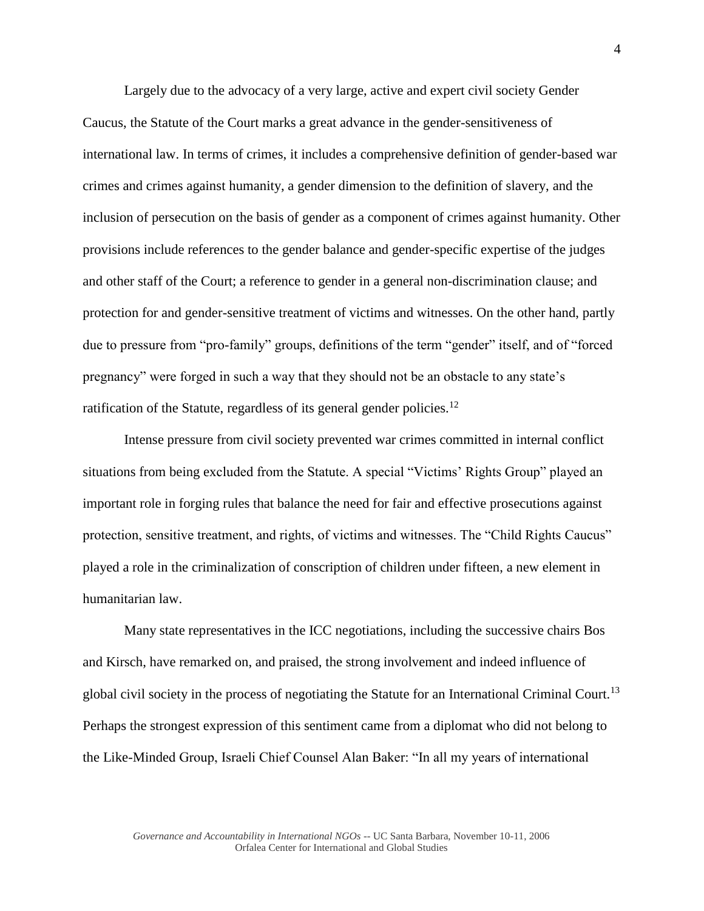Largely due to the advocacy of a very large, active and expert civil society Gender Caucus, the Statute of the Court marks a great advance in the gender-sensitiveness of international law. In terms of crimes, it includes a comprehensive definition of gender-based war crimes and crimes against humanity, a gender dimension to the definition of slavery, and the inclusion of persecution on the basis of gender as a component of crimes against humanity. Other provisions include references to the gender balance and gender-specific expertise of the judges and other staff of the Court; a reference to gender in a general non-discrimination clause; and protection for and gender-sensitive treatment of victims and witnesses. On the other hand, partly due to pressure from "pro-family" groups, definitions of the term "gender" itself, and of "forced pregnancy" were forged in such a way that they should not be an obstacle to any state's ratification of the Statute, regardless of its general gender policies.[12]

Intense pressure from civil society prevented war crimes committed in internal conflict situations from being excluded from the Statute. A special "Victims' Rights Group" played an important role in forging rules that balance the need for fair and effective prosecutions against protection, sensitive treatment, and rights, of victims and witnesses. The "Child Rights Caucus" played a role in the criminalization of conscription of children under fifteen, a new element in humanitarian law.

Many state representatives in the ICC negotiations, including the successive chairs Bos and Kirsch, have remarked on, and praised, the strong involvement and indeed influence of global civil society in the process of negotiating the Statute for an International Criminal Court.[13] Perhaps the strongest expression of this sentiment came from a diplomat who did not belong to the Like-Minded Group, Israeli Chief Counsel Alan Baker: "In all my years of international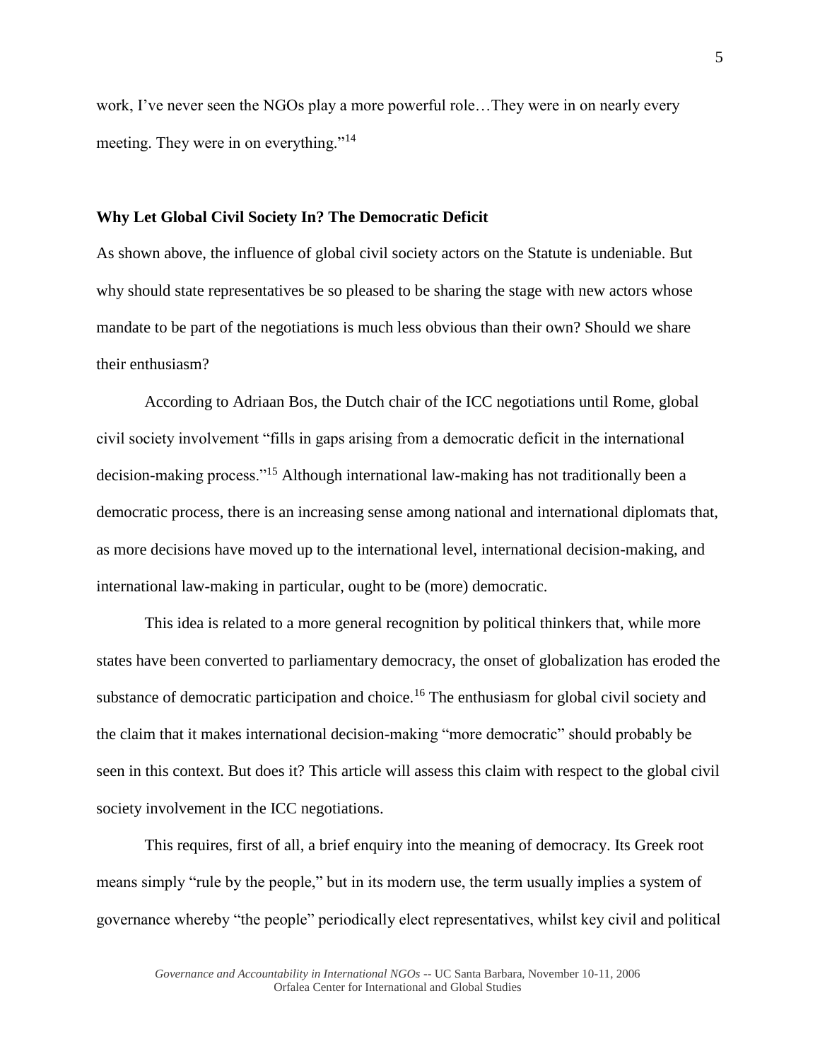work, I've never seen the NGOs play a more powerful role…They were in on nearly every meeting. They were in on everything."[14]

**Why Let Global Civil Society In? The Democratic Deficit**

As shown above, the influence of global civil society actors on the Statute is undeniable. But why should state representatives be so pleased to be sharing the stage with new actors whose mandate to be part of the negotiations is much less obvious than their own? Should we share their enthusiasm?

According to Adriaan Bos, the Dutch chair of the ICC negotiations until Rome, global civil society involvement "fills in gaps arising from a democratic deficit in the international decision-making process."[15] Although international law-making has not traditionally been a democratic process, there is an increasing sense among national and international diplomats that, as more decisions have moved up to the international level, international decision-making, and international law-making in particular, ought to be (more) democratic.

This idea is related to a more general recognition by political thinkers that, while more states have been converted to parliamentary democracy, the onset of globalization has eroded the substance of democratic participation and choice.[16] The enthusiasm for global civil society and the claim that it makes international decision-making "more democratic" should probably be seen in this context. But does it? This article will assess this claim with respect to the global civil society involvement in the ICC negotiations.

This requires, first of all, a brief enquiry into the meaning of democracy. Its Greek root means simply "rule by the people," but in its modern use, the term usually implies a system of governance whereby "the people" periodically elect representatives, whilst key civil and political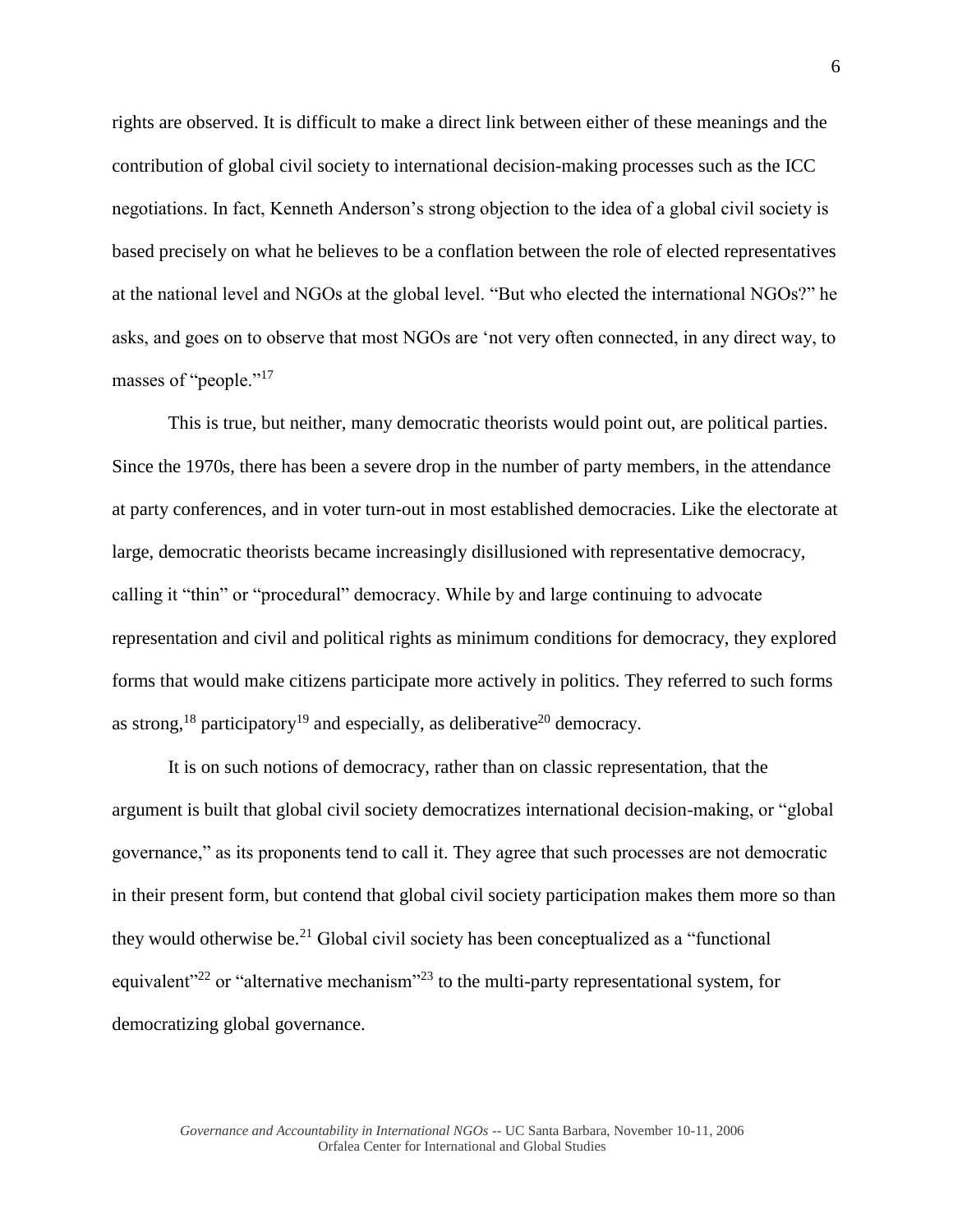rights are observed. It is difficult to make a direct link between either of these meanings and the contribution of global civil society to international decision-making processes such as the ICC negotiations. In fact, Kenneth Anderson's strong objection to the idea of a global civil society is based precisely on what he believes to be a conflation between the role of elected representatives at the national level and NGOs at the global level. "But who elected the international NGOs?" he asks, and goes on to observe that most NGOs are 'not very often connected, in any direct way, to masses of "people."[17]

This is true, but neither, many democratic theorists would point out, are political parties. Since the 1970s, there has been a severe drop in the number of party members, in the attendance at party conferences, and in voter turn-out in most established democracies. Like the electorate at large, democratic theorists became increasingly disillusioned with representative democracy, calling it "thin" or "procedural" democracy. While by and large continuing to advocate representation and civil and political rights as minimum conditions for democracy, they explored forms that would make citizens participate more actively in politics. They referred to such forms as strong,[18] participatory[19] and especially, as deliberative[20] democracy.

It is on such notions of democracy, rather than on classic representation, that the argument is built that global civil society democratizes international decision-making, or "global governance," as its proponents tend to call it. They agree that such processes are not democratic in their present form, but contend that global civil society participation makes them more so than they would otherwise be.[21] Global civil society has been conceptualized as a "functional equivalent"[22] or "alternative mechanism"[23] to the multi-party representational system, for democratizing global governance.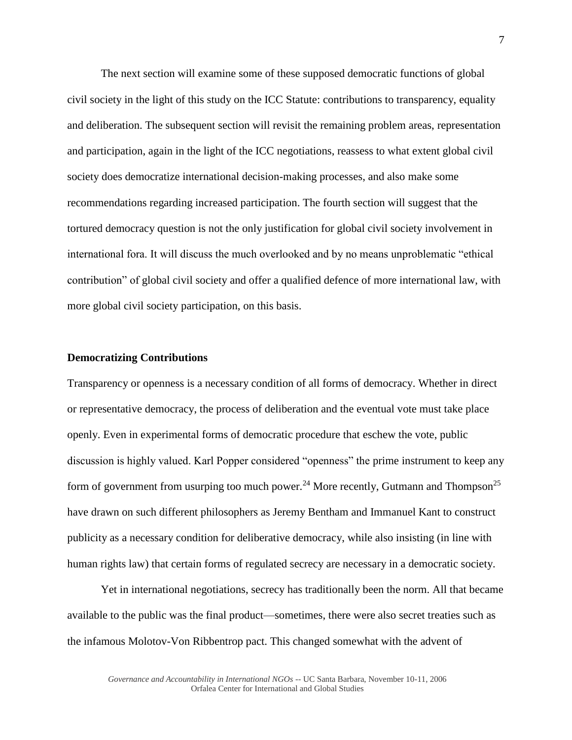The next section will examine some of these supposed democratic functions of global civil society in the light of this study on the ICC Statute: contributions to transparency, equality and deliberation. The subsequent section will revisit the remaining problem areas, representation and participation, again in the light of the ICC negotiations, reassess to what extent global civil society does democratize international decision-making processes, and also make some recommendations regarding increased participation. The fourth section will suggest that the tortured democracy question is not the only justification for global civil society involvement in international fora. It will discuss the much overlooked and by no means unproblematic "ethical contribution" of global civil society and offer a qualified defence of more international law, with more global civil society participation, on this basis.

## Democratizing Contributions

Transparency or openness is a necessary condition of all forms of democracy. Whether in direct or representative democracy, the process of deliberation and the eventual vote must take place openly. Even in experimental forms of democratic procedure that eschew the vote, public discussion is highly valued. Karl Popper considered "openness" the prime instrument to keep any form of government from usurping too much power.[24] More recently, Gutmann and Thompson[25] have drawn on such different philosophers as Jeremy Bentham and Immanuel Kant to construct publicity as a necessary condition for deliberative democracy, while also insisting (in line with human rights law) that certain forms of regulated secrecy are necessary in a democratic society.

Yet in international negotiations, secrecy has traditionally been the norm. All that became available to the public was the final product—sometimes, there were also secret treaties such as the infamous Molotov-Von Ribbentrop pact. This changed somewhat with the advent of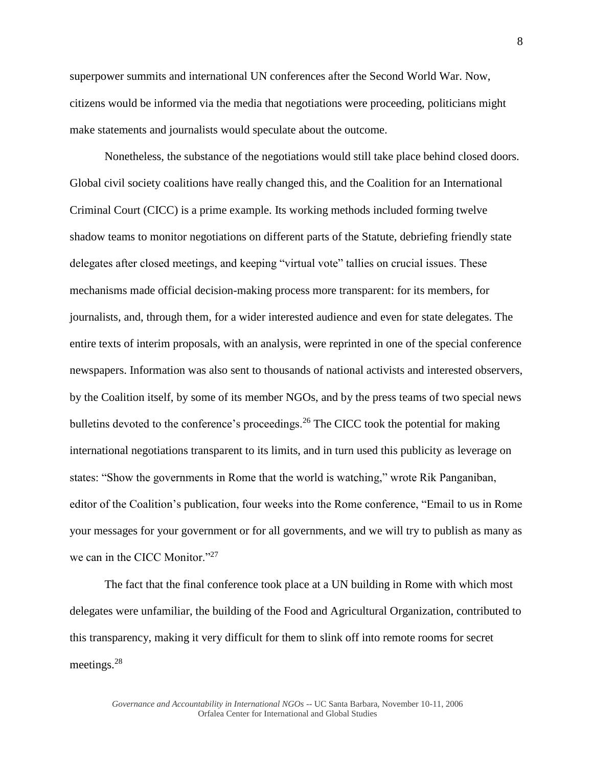superpower summits and international UN conferences after the Second World War. Now, citizens would be informed via the media that negotiations were proceeding, politicians might make statements and journalists would speculate about the outcome.

Nonetheless, the substance of the negotiations would still take place behind closed doors. Global civil society coalitions have really changed this, and the Coalition for an International Criminal Court (CICC) is a prime example. Its working methods included forming twelve shadow teams to monitor negotiations on different parts of the Statute, debriefing friendly state delegates after closed meetings, and keeping "virtual vote" tallies on crucial issues. These mechanisms made official decision-making process more transparent: for its members, for journalists, and, through them, for a wider interested audience and even for state delegates. The entire texts of interim proposals, with an analysis, were reprinted in one of the special conference newspapers. Information was also sent to thousands of national activists and interested observers, by the Coalition itself, by some of its member NGOs, and by the press teams of two special news bulletins devoted to the conference's proceedings.[26] The CICC took the potential for making international negotiations transparent to its limits, and in turn used this publicity as leverage on states: "Show the governments in Rome that the world is watching," wrote Rik Panganiban, editor of the Coalition's publication, four weeks into the Rome conference, "Email to us in Rome your messages for your government or for all governments, and we will try to publish as many as we can in the CICC Monitor."[27]

The fact that the final conference took place at a UN building in Rome with which most delegates were unfamiliar, the building of the Food and Agricultural Organization, contributed to this transparency, making it very difficult for them to slink off into remote rooms for secret meetings.[28]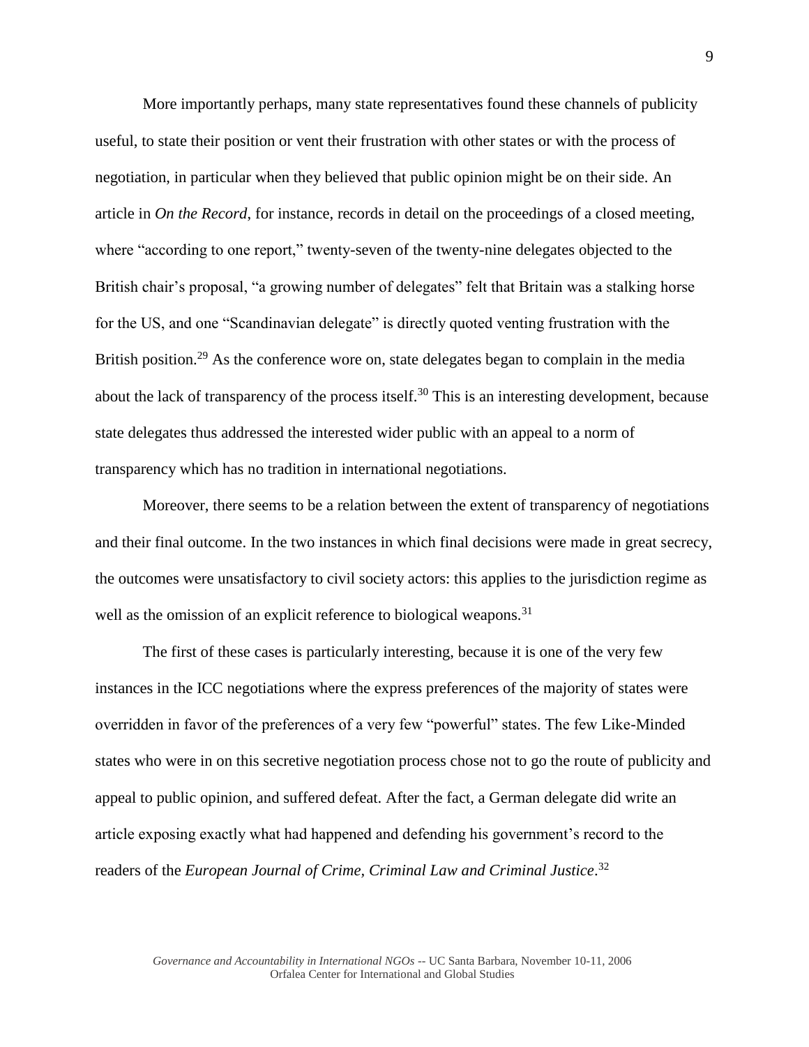More importantly perhaps, many state representatives found these channels of publicity useful, to state their position or vent their frustration with other states or with the process of negotiation, in particular when they believed that public opinion might be on their side. An article in *On the Record*, for instance, records in detail on the proceedings of a closed meeting, where "according to one report," twenty-seven of the twenty-nine delegates objected to the British chair's proposal, "a growing number of delegates" felt that Britain was a stalking horse for the US, and one "Scandinavian delegate" is directly quoted venting frustration with the British position.[29] As the conference wore on, state delegates began to complain in the media about the lack of transparency of the process itself.[30] This is an interesting development, because state delegates thus addressed the interested wider public with an appeal to a norm of transparency which has no tradition in international negotiations.

Moreover, there seems to be a relation between the extent of transparency of negotiations and their final outcome. In the two instances in which final decisions were made in great secrecy, the outcomes were unsatisfactory to civil society actors: this applies to the jurisdiction regime as well as the omission of an explicit reference to biological weapons.[31]

The first of these cases is particularly interesting, because it is one of the very few instances in the ICC negotiations where the express preferences of the majority of states were overridden in favor of the preferences of a very few "powerful" states. The few Like-Minded states who were in on this secretive negotiation process chose not to go the route of publicity and appeal to public opinion, and suffered defeat. After the fact, a German delegate did write an article exposing exactly what had happened and defending his government's record to the readers of the *European Journal of Crime, Criminal Law and Criminal Justice*.[32]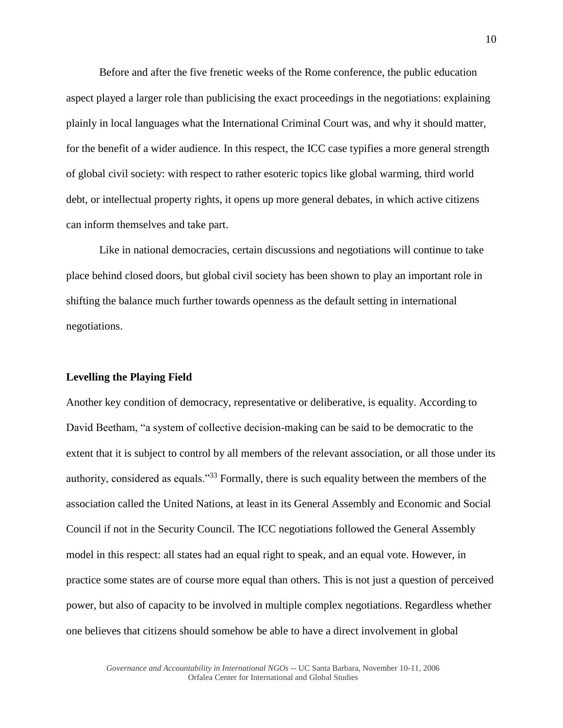Before and after the five frenetic weeks of the Rome conference, the public education aspect played a larger role than publicising the exact proceedings in the negotiations: explaining plainly in local languages what the International Criminal Court was, and why it should matter, for the benefit of a wider audience. In this respect, the ICC case typifies a more general strength of global civil society: with respect to rather esoteric topics like global warming, third world debt, or intellectual property rights, it opens up more general debates, in which active citizens can inform themselves and take part.

Like in national democracies, certain discussions and negotiations will continue to take place behind closed doors, but global civil society has been shown to play an important role in shifting the balance much further towards openness as the default setting in international negotiations.

**Levelling the Playing Field**

Another key condition of democracy, representative or deliberative, is equality. According to David Beetham, "a system of collective decision-making can be said to be democratic to the extent that it is subject to control by all members of the relevant association, or all those under its authority, considered as equals."[33] Formally, there is such equality between the members of the association called the United Nations, at least in its General Assembly and Economic and Social Council if not in the Security Council. The ICC negotiations followed the General Assembly model in this respect: all states had an equal right to speak, and an equal vote. However, in practice some states are of course more equal than others. This is not just a question of perceived power, but also of capacity to be involved in multiple complex negotiations. Regardless whether one believes that citizens should somehow be able to have a direct involvement in global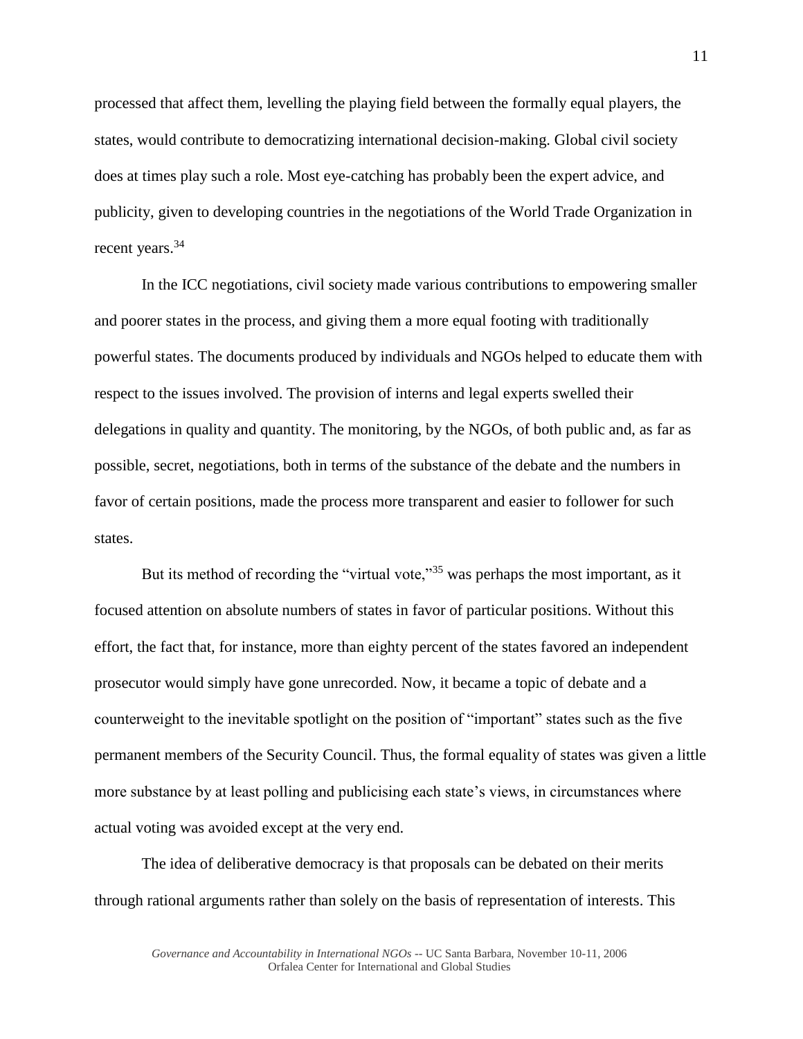processed that affect them, levelling the playing field between the formally equal players, the states, would contribute to democratizing international decision-making. Global civil society does at times play such a role. Most eye-catching has probably been the expert advice, and publicity, given to developing countries in the negotiations of the World Trade Organization in recent years.[34]

In the ICC negotiations, civil society made various contributions to empowering smaller and poorer states in the process, and giving them a more equal footing with traditionally powerful states. The documents produced by individuals and NGOs helped to educate them with respect to the issues involved. The provision of interns and legal experts swelled their delegations in quality and quantity. The monitoring, by the NGOs, of both public and, as far as possible, secret, negotiations, both in terms of the substance of the debate and the numbers in favor of certain positions, made the process more transparent and easier to follower for such states.

But its method of recording the "virtual vote,"[35] was perhaps the most important, as it focused attention on absolute numbers of states in favor of particular positions. Without this effort, the fact that, for instance, more than eighty percent of the states favored an independent prosecutor would simply have gone unrecorded. Now, it became a topic of debate and a counterweight to the inevitable spotlight on the position of "important" states such as the five permanent members of the Security Council. Thus, the formal equality of states was given a little more substance by at least polling and publicising each state's views, in circumstances where actual voting was avoided except at the very end.

The idea of deliberative democracy is that proposals can be debated on their merits through rational arguments rather than solely on the basis of representation of interests. This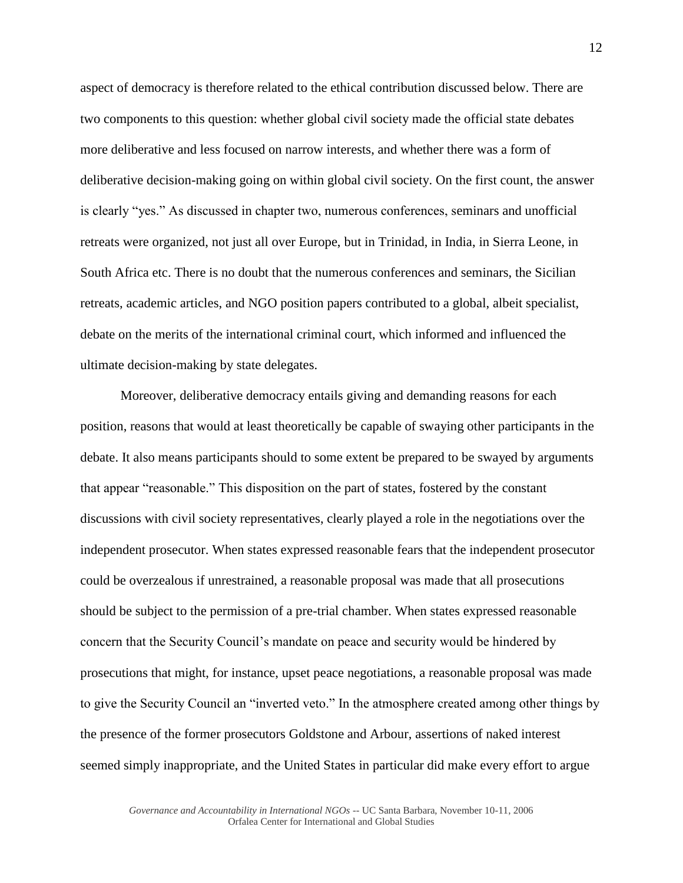aspect of democracy is therefore related to the ethical contribution discussed below. There are two components to this question: whether global civil society made the official state debates more deliberative and less focused on narrow interests, and whether there was a form of deliberative decision-making going on within global civil society. On the first count, the answer is clearly "yes." As discussed in chapter two, numerous conferences, seminars and unofficial retreats were organized, not just all over Europe, but in Trinidad, in India, in Sierra Leone, in South Africa etc. There is no doubt that the numerous conferences and seminars, the Sicilian retreats, academic articles, and NGO position papers contributed to a global, albeit specialist, debate on the merits of the international criminal court, which informed and influenced the ultimate decision-making by state delegates.

Moreover, deliberative democracy entails giving and demanding reasons for each position, reasons that would at least theoretically be capable of swaying other participants in the debate. It also means participants should to some extent be prepared to be swayed by arguments that appear "reasonable." This disposition on the part of states, fostered by the constant discussions with civil society representatives, clearly played a role in the negotiations over the independent prosecutor. When states expressed reasonable fears that the independent prosecutor could be overzealous if unrestrained, a reasonable proposal was made that all prosecutions should be subject to the permission of a pre-trial chamber. When states expressed reasonable concern that the Security Council's mandate on peace and security would be hindered by prosecutions that might, for instance, upset peace negotiations, a reasonable proposal was made to give the Security Council an "inverted veto." In the atmosphere created among other things by the presence of the former prosecutors Goldstone and Arbour, assertions of naked interest seemed simply inappropriate, and the United States in particular did make every effort to argue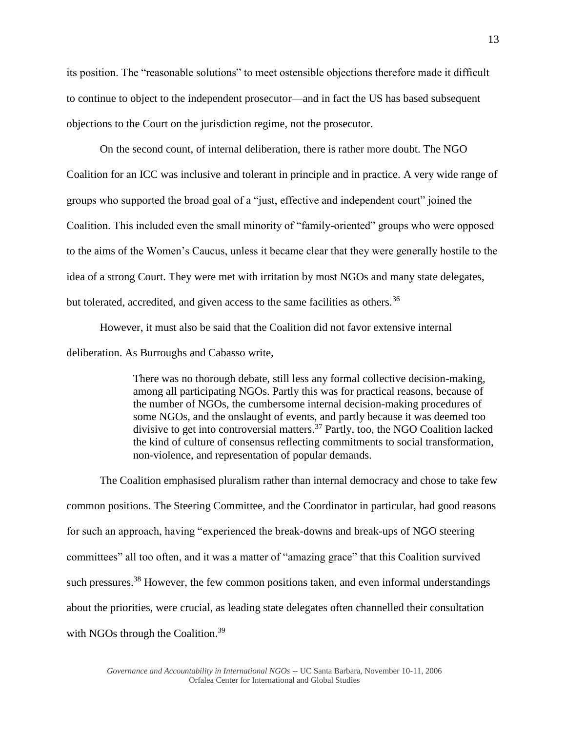its position. The "reasonable solutions" to meet ostensible objections therefore made it difficult to continue to object to the independent prosecutor—and in fact the US has based subsequent objections to the Court on the jurisdiction regime, not the prosecutor.

On the second count, of internal deliberation, there is rather more doubt. The NGO Coalition for an ICC was inclusive and tolerant in principle and in practice. A very wide range of groups who supported the broad goal of a "just, effective and independent court" joined the Coalition. This included even the small minority of "family-oriented" groups who were opposed to the aims of the Women's Caucus, unless it became clear that they were generally hostile to the idea of a strong Court. They were met with irritation by most NGOs and many state delegates, but tolerated, accredited, and given access to the same facilities as others.[36]

However, it must also be said that the Coalition did not favor extensive internal deliberation. As Burroughs and Cabasso write,

> There was no thorough debate, still less any formal collective decision-making, among all participating NGOs. Partly this was for practical reasons, because of the number of NGOs, the cumbersome internal decision-making procedures of some NGOs, and the onslaught of events, and partly because it was deemed too divisive to get into controversial matters.[37] Partly, too, the NGO Coalition lacked the kind of culture of consensus reflecting commitments to social transformation, non-violence, and representation of popular demands.

The Coalition emphasised pluralism rather than internal democracy and chose to take few common positions. The Steering Committee, and the Coordinator in particular, had good reasons for such an approach, having "experienced the break-downs and break-ups of NGO steering committees" all too often, and it was a matter of "amazing grace" that this Coalition survived such pressures.[38] However, the few common positions taken, and even informal understandings about the priorities, were crucial, as leading state delegates often channelled their consultation with NGOs through the Coalition.[39]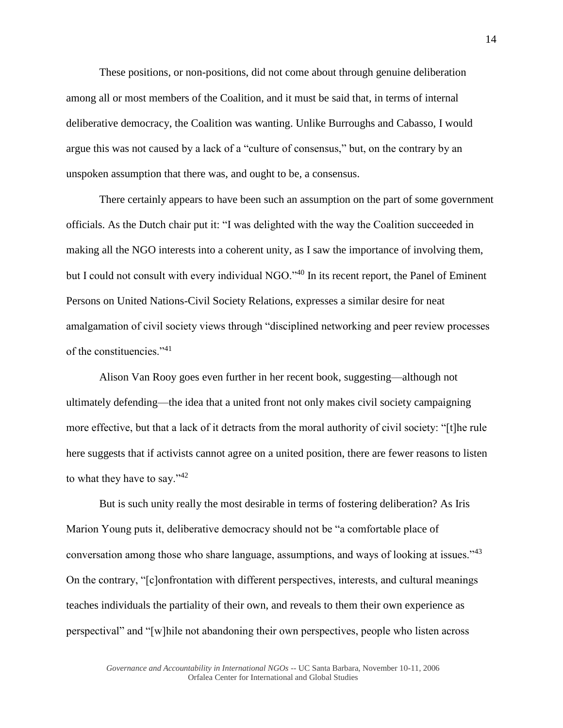These positions, or non-positions, did not come about through genuine deliberation among all or most members of the Coalition, and it must be said that, in terms of internal deliberative democracy, the Coalition was wanting. Unlike Burroughs and Cabasso, I would argue this was not caused by a lack of a "culture of consensus," but, on the contrary by an unspoken assumption that there was, and ought to be, a consensus.

There certainly appears to have been such an assumption on the part of some government officials. As the Dutch chair put it: "I was delighted with the way the Coalition succeeded in making all the NGO interests into a coherent unity, as I saw the importance of involving them, but I could not consult with every individual NGO."[40] In its recent report, the Panel of Eminent Persons on United Nations-Civil Society Relations, expresses a similar desire for neat amalgamation of civil society views through "disciplined networking and peer review processes of the constituencies."[41]

Alison Van Rooy goes even further in her recent book, suggesting—although not ultimately defending—the idea that a united front not only makes civil society campaigning more effective, but that a lack of it detracts from the moral authority of civil society: "[t]he rule here suggests that if activists cannot agree on a united position, there are fewer reasons to listen to what they have to say."[42]

But is such unity really the most desirable in terms of fostering deliberation? As Iris Marion Young puts it, deliberative democracy should not be "a comfortable place of conversation among those who share language, assumptions, and ways of looking at issues."[43] On the contrary, "[c]onfrontation with different perspectives, interests, and cultural meanings teaches individuals the partiality of their own, and reveals to them their own experience as perspectival" and "[w]hile not abandoning their own perspectives, people who listen across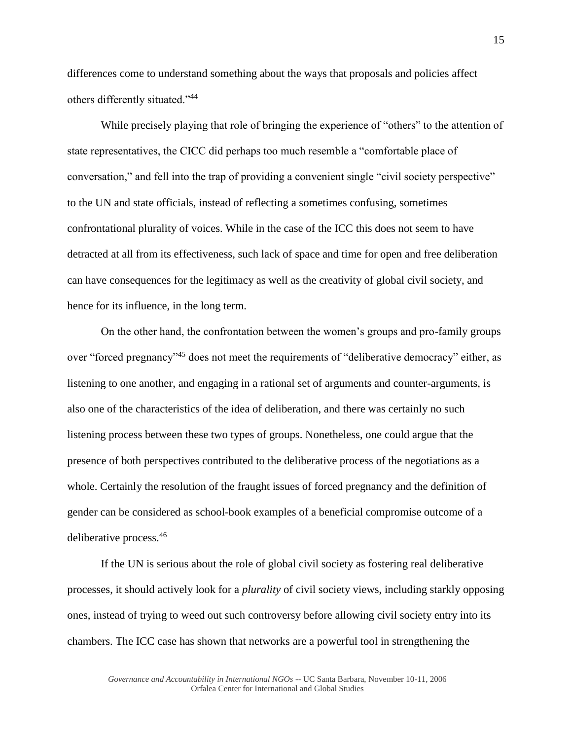differences come to understand something about the ways that proposals and policies affect others differently situated."[44]

While precisely playing that role of bringing the experience of "others" to the attention of state representatives, the CICC did perhaps too much resemble a "comfortable place of conversation," and fell into the trap of providing a convenient single "civil society perspective" to the UN and state officials, instead of reflecting a sometimes confusing, sometimes confrontational plurality of voices. While in the case of the ICC this does not seem to have detracted at all from its effectiveness, such lack of space and time for open and free deliberation can have consequences for the legitimacy as well as the creativity of global civil society, and hence for its influence, in the long term.

On the other hand, the confrontation between the women's groups and pro-family groups over "forced pregnancy"[45] does not meet the requirements of "deliberative democracy" either, as listening to one another, and engaging in a rational set of arguments and counter-arguments, is also one of the characteristics of the idea of deliberation, and there was certainly no such listening process between these two types of groups. Nonetheless, one could argue that the presence of both perspectives contributed to the deliberative process of the negotiations as a whole. Certainly the resolution of the fraught issues of forced pregnancy and the definition of gender can be considered as school-book examples of a beneficial compromise outcome of a deliberative process.[46]

If the UN is serious about the role of global civil society as fostering real deliberative processes, it should actively look for a *plurality* of civil society views, including starkly opposing ones, instead of trying to weed out such controversy before allowing civil society entry into its chambers. The ICC case has shown that networks are a powerful tool in strengthening the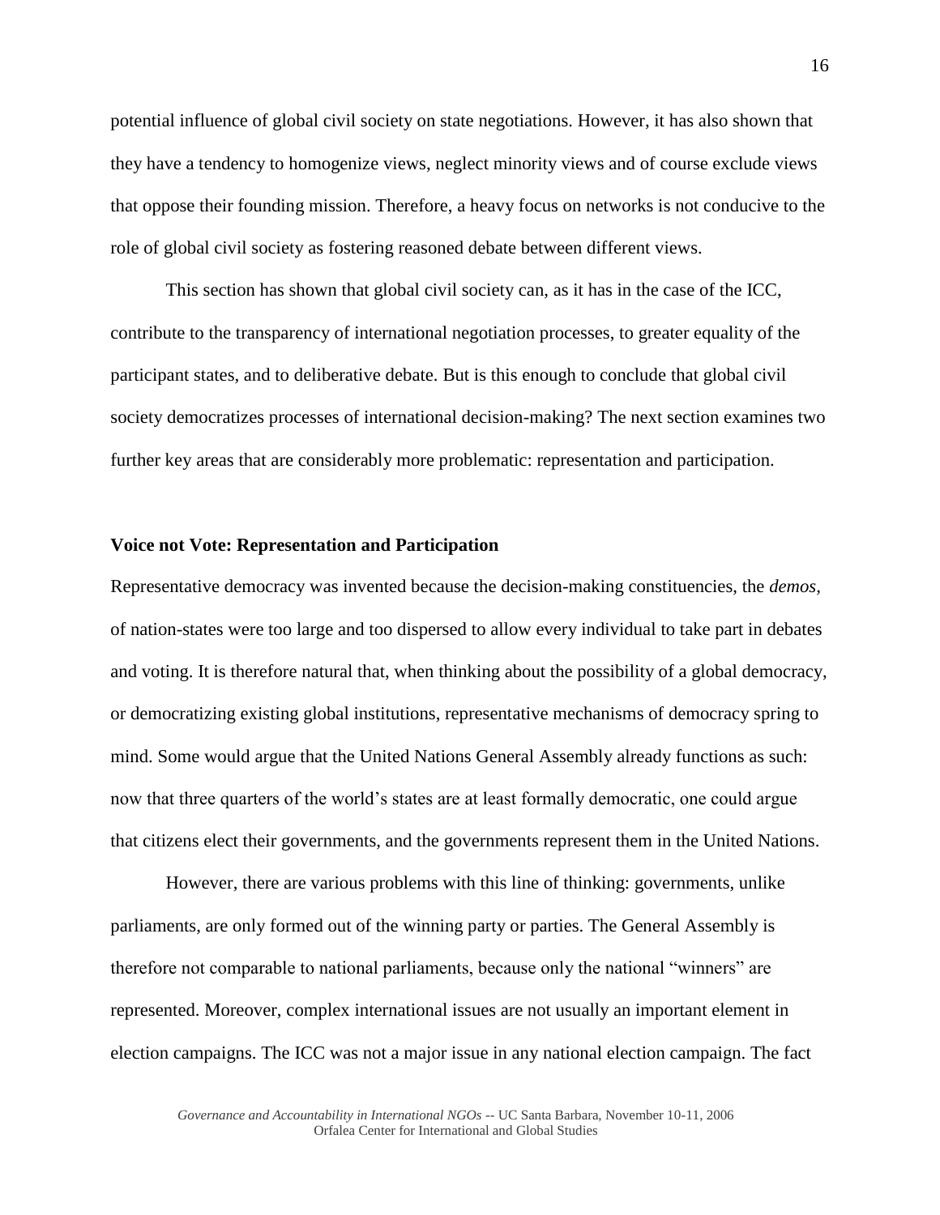potential influence of global civil society on state negotiations. However, it has also shown that they have a tendency to homogenize views, neglect minority views and of course exclude views that oppose their founding mission. Therefore, a heavy focus on networks is not conducive to the role of global civil society as fostering reasoned debate between different views.

This section has shown that global civil society can, as it has in the case of the ICC, contribute to the transparency of international negotiation processes, to greater equality of the participant states, and to deliberative debate. But is this enough to conclude that global civil society democratizes processes of international decision-making? The next section examines two further key areas that are considerably more problematic: representation and participation.

**Voice not Vote: Representation and Participation**

Representative democracy was invented because the decision-making constituencies, the *demos*, of nation-states were too large and too dispersed to allow every individual to take part in debates and voting. It is therefore natural that, when thinking about the possibility of a global democracy, or democratizing existing global institutions, representative mechanisms of democracy spring to mind. Some would argue that the United Nations General Assembly already functions as such: now that three quarters of the world's states are at least formally democratic, one could argue that citizens elect their governments, and the governments represent them in the United Nations.

However, there are various problems with this line of thinking: governments, unlike parliaments, are only formed out of the winning party or parties. The General Assembly is therefore not comparable to national parliaments, because only the national "winners" are represented. Moreover, complex international issues are not usually an important element in election campaigns. The ICC was not a major issue in any national election campaign. The fact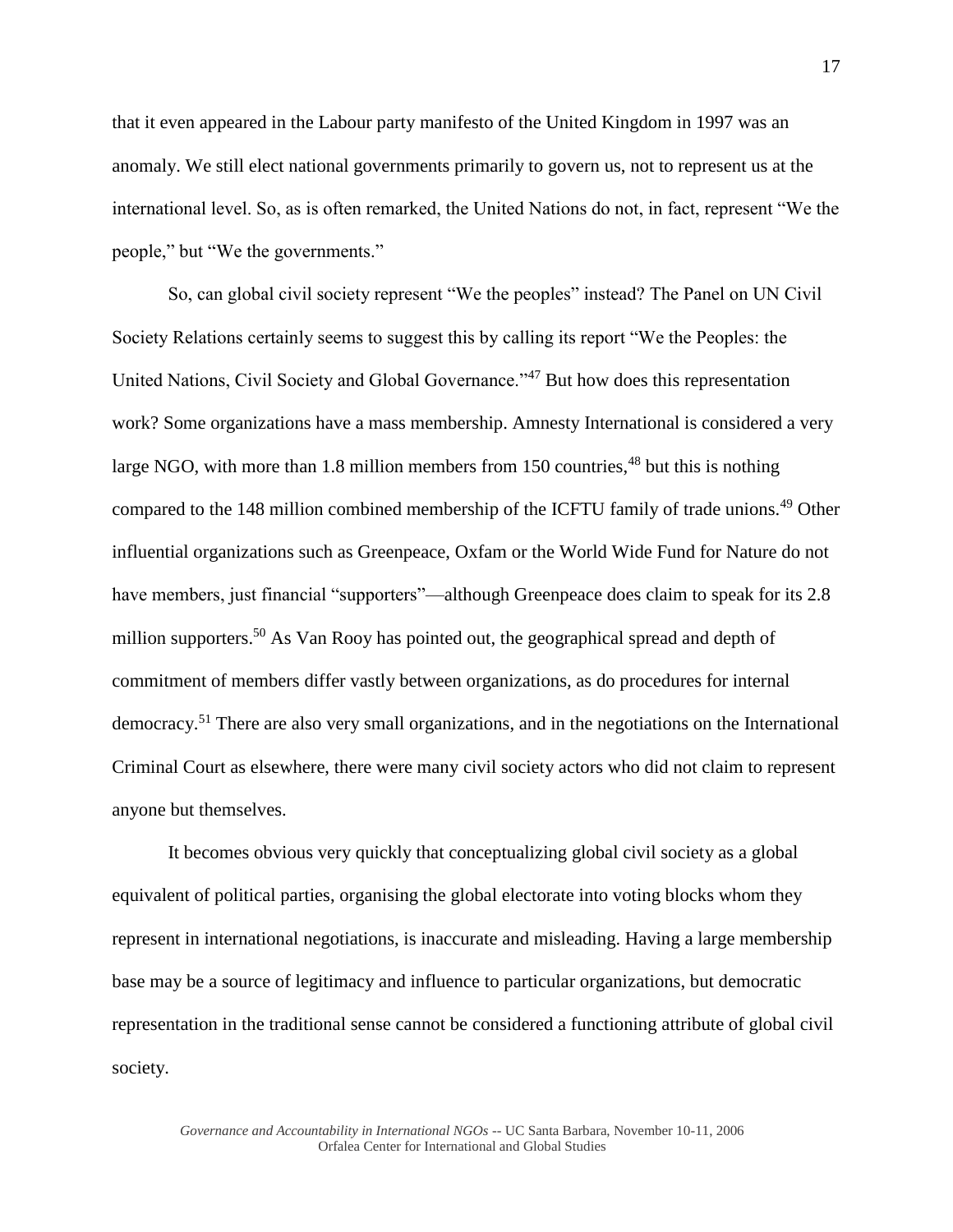that it even appeared in the Labour party manifesto of the United Kingdom in 1997 was an anomaly. We still elect national governments primarily to govern us, not to represent us at the international level. So, as is often remarked, the United Nations do not, in fact, represent "We the people," but "We the governments."

So, can global civil society represent "We the peoples" instead? The Panel on UN Civil Society Relations certainly seems to suggest this by calling its report "We the Peoples: the United Nations, Civil Society and Global Governance."[47] But how does this representation work? Some organizations have a mass membership. Amnesty International is considered a very large NGO, with more than 1.8 million members from 150 countries,[48] but this is nothing compared to the 148 million combined membership of the ICFTU family of trade unions.[49] Other influential organizations such as Greenpeace, Oxfam or the World Wide Fund for Nature do not have members, just financial "supporters"—although Greenpeace does claim to speak for its 2.8 million supporters.[50] As Van Rooy has pointed out, the geographical spread and depth of commitment of members differ vastly between organizations, as do procedures for internal democracy.[51] There are also very small organizations, and in the negotiations on the International Criminal Court as elsewhere, there were many civil society actors who did not claim to represent anyone but themselves.

It becomes obvious very quickly that conceptualizing global civil society as a global equivalent of political parties, organising the global electorate into voting blocks whom they represent in international negotiations, is inaccurate and misleading. Having a large membership base may be a source of legitimacy and influence to particular organizations, but democratic representation in the traditional sense cannot be considered a functioning attribute of global civil society.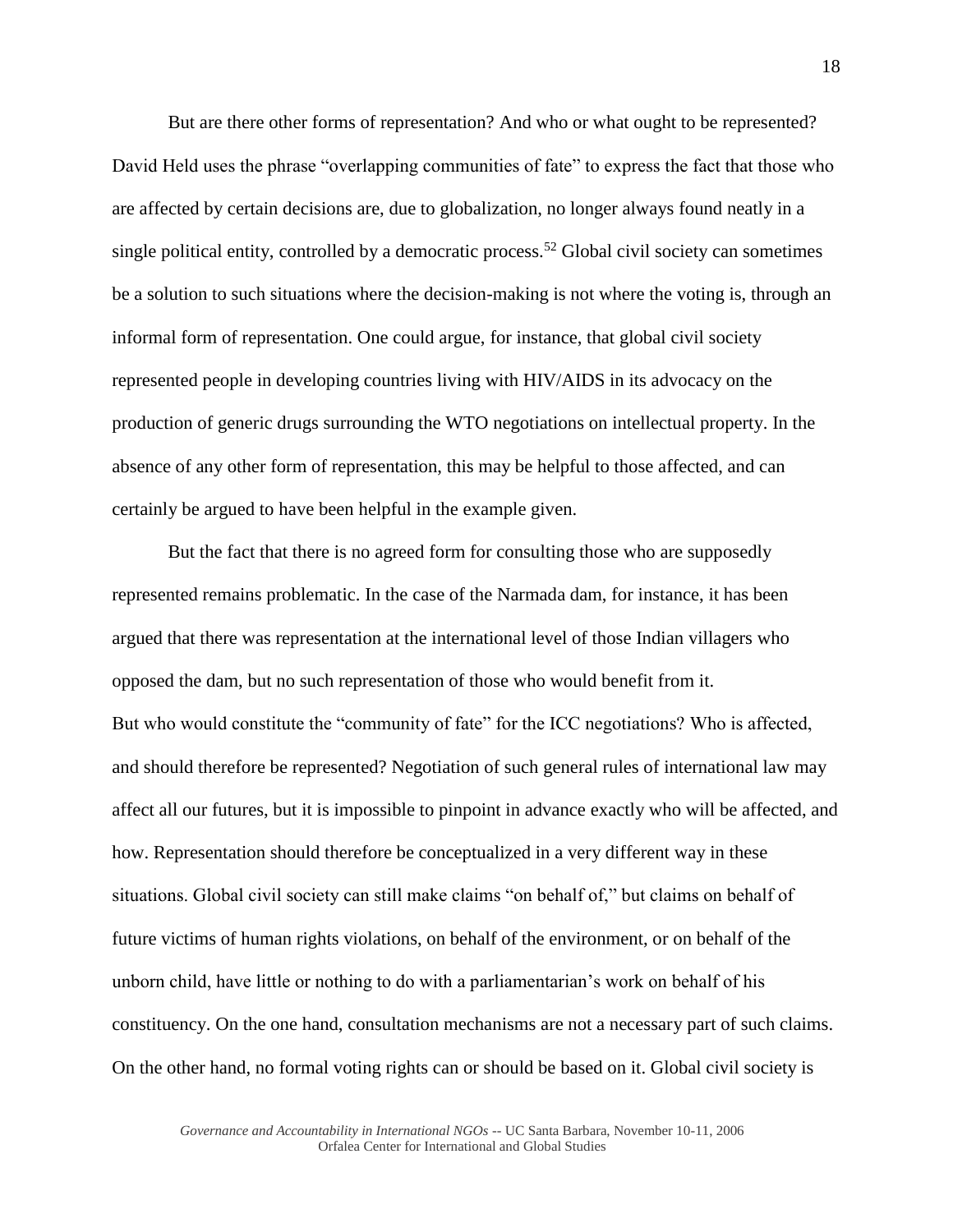But are there other forms of representation? And who or what ought to be represented? David Held uses the phrase "overlapping communities of fate" to express the fact that those who are affected by certain decisions are, due to globalization, no longer always found neatly in a single political entity, controlled by a democratic process.[52] Global civil society can sometimes be a solution to such situations where the decision-making is not where the voting is, through an informal form of representation. One could argue, for instance, that global civil society represented people in developing countries living with HIV/AIDS in its advocacy on the production of generic drugs surrounding the WTO negotiations on intellectual property. In the absence of any other form of representation, this may be helpful to those affected, and can certainly be argued to have been helpful in the example given.

But the fact that there is no agreed form for consulting those who are supposedly represented remains problematic. In the case of the Narmada dam, for instance, it has been argued that there was representation at the international level of those Indian villagers who opposed the dam, but no such representation of those who would benefit from it.

But who would constitute the "community of fate" for the ICC negotiations? Who is affected, and should therefore be represented? Negotiation of such general rules of international law may affect all our futures, but it is impossible to pinpoint in advance exactly who will be affected, and how. Representation should therefore be conceptualized in a very different way in these situations. Global civil society can still make claims "on behalf of," but claims on behalf of future victims of human rights violations, on behalf of the environment, or on behalf of the unborn child, have little or nothing to do with a parliamentarian's work on behalf of his constituency. On the one hand, consultation mechanisms are not a necessary part of such claims. On the other hand, no formal voting rights can or should be based on it. Global civil society is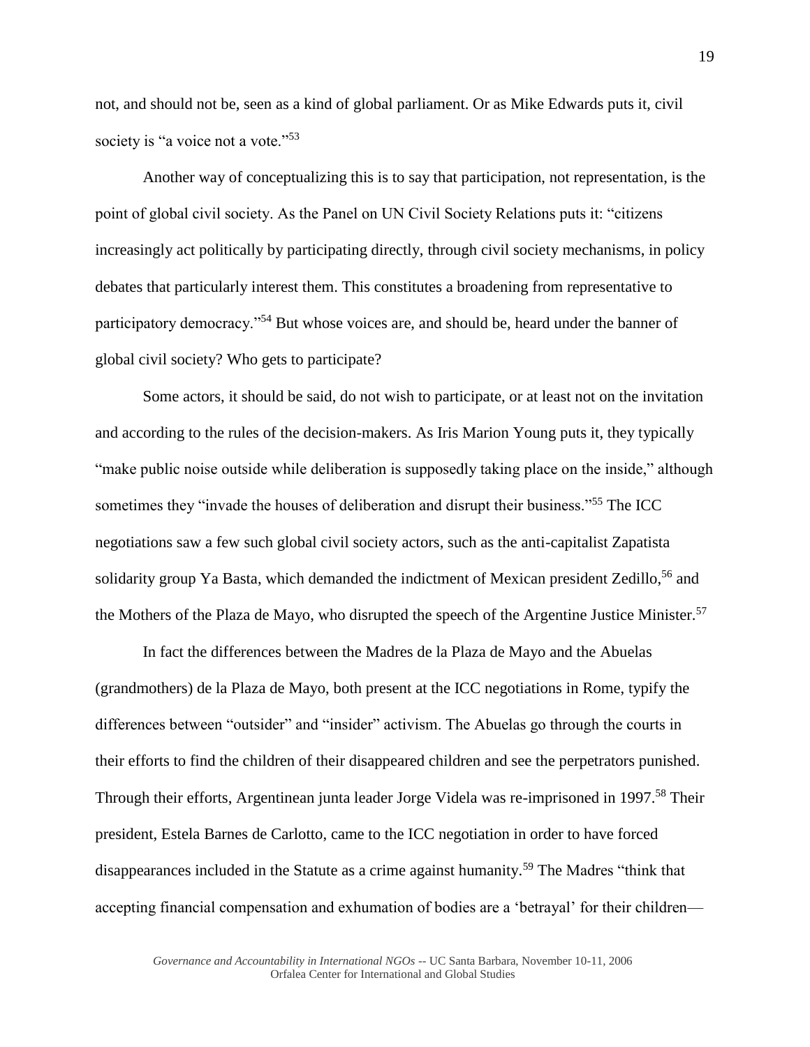not, and should not be, seen as a kind of global parliament. Or as Mike Edwards puts it, civil society is "a voice not a vote."[53]

Another way of conceptualizing this is to say that participation, not representation, is the point of global civil society. As the Panel on UN Civil Society Relations puts it: "citizens increasingly act politically by participating directly, through civil society mechanisms, in policy debates that particularly interest them. This constitutes a broadening from representative to participatory democracy."[54] But whose voices are, and should be, heard under the banner of global civil society? Who gets to participate?

Some actors, it should be said, do not wish to participate, or at least not on the invitation and according to the rules of the decision-makers. As Iris Marion Young puts it, they typically "make public noise outside while deliberation is supposedly taking place on the inside," although sometimes they "invade the houses of deliberation and disrupt their business."[55] The ICC negotiations saw a few such global civil society actors, such as the anti-capitalist Zapatista solidarity group Ya Basta, which demanded the indictment of Mexican president Zedillo,[56] and the Mothers of the Plaza de Mayo, who disrupted the speech of the Argentine Justice Minister.[57]

In fact the differences between the Madres de la Plaza de Mayo and the Abuelas (grandmothers) de la Plaza de Mayo, both present at the ICC negotiations in Rome, typify the differences between "outsider" and "insider" activism. The Abuelas go through the courts in their efforts to find the children of their disappeared children and see the perpetrators punished. Through their efforts, Argentinean junta leader Jorge Videla was re-imprisoned in 1997.[58] Their president, Estela Barnes de Carlotto, came to the ICC negotiation in order to have forced disappearances included in the Statute as a crime against humanity.[59] The Madres "think that accepting financial compensation and exhumation of bodies are a 'betrayal' for their children—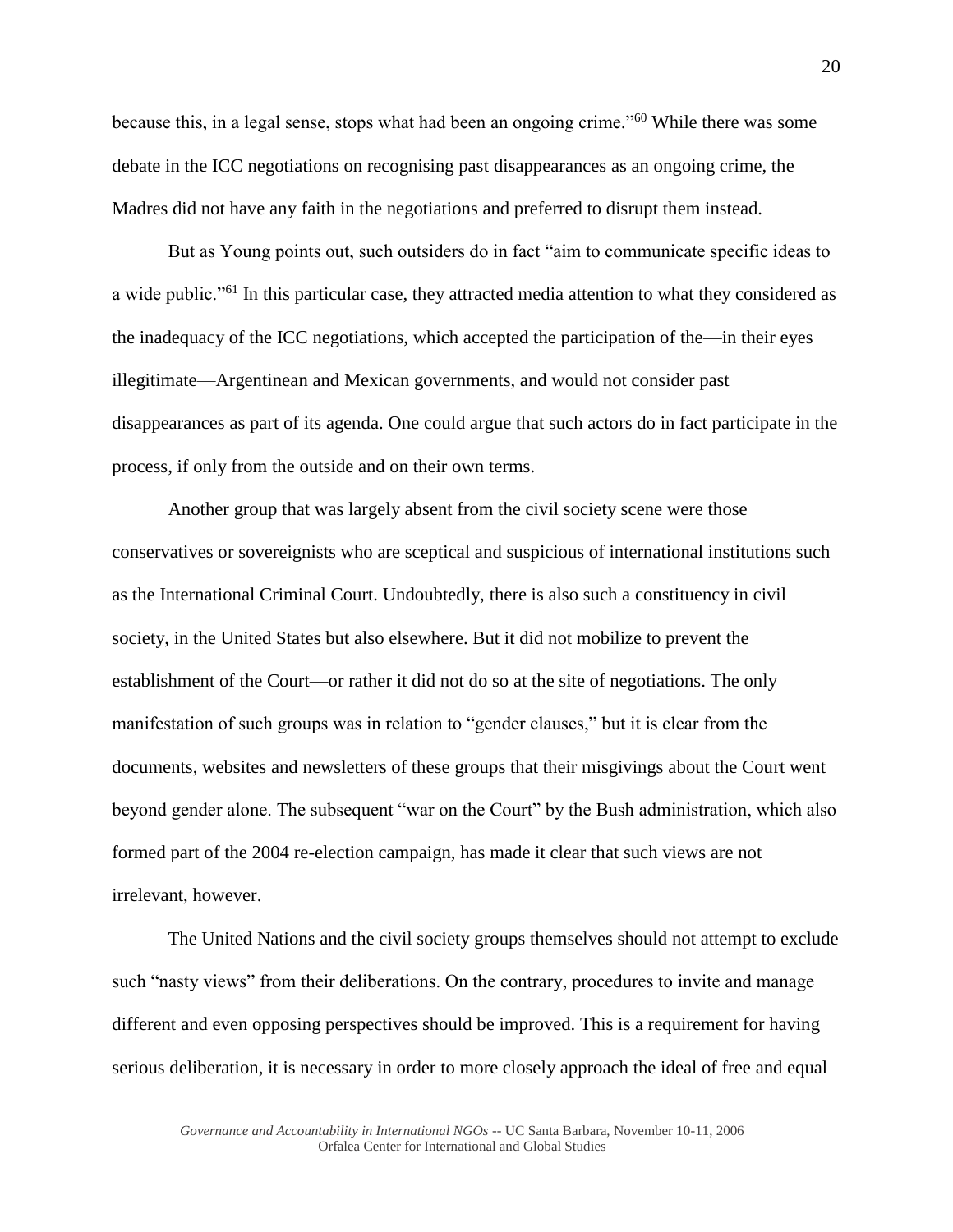because this, in a legal sense, stops what had been an ongoing crime."[60] While there was some debate in the ICC negotiations on recognising past disappearances as an ongoing crime, the Madres did not have any faith in the negotiations and preferred to disrupt them instead.

But as Young points out, such outsiders do in fact "aim to communicate specific ideas to a wide public."[61] In this particular case, they attracted media attention to what they considered as the inadequacy of the ICC negotiations, which accepted the participation of the—in their eyes illegitimate—Argentinean and Mexican governments, and would not consider past disappearances as part of its agenda. One could argue that such actors do in fact participate in the process, if only from the outside and on their own terms.

Another group that was largely absent from the civil society scene were those conservatives or sovereignists who are sceptical and suspicious of international institutions such as the International Criminal Court. Undoubtedly, there is also such a constituency in civil society, in the United States but also elsewhere. But it did not mobilize to prevent the establishment of the Court—or rather it did not do so at the site of negotiations. The only manifestation of such groups was in relation to "gender clauses," but it is clear from the documents, websites and newsletters of these groups that their misgivings about the Court went beyond gender alone. The subsequent "war on the Court" by the Bush administration, which also formed part of the 2004 re-election campaign, has made it clear that such views are not irrelevant, however.

The United Nations and the civil society groups themselves should not attempt to exclude such "nasty views" from their deliberations. On the contrary, procedures to invite and manage different and even opposing perspectives should be improved. This is a requirement for having serious deliberation, it is necessary in order to more closely approach the ideal of free and equal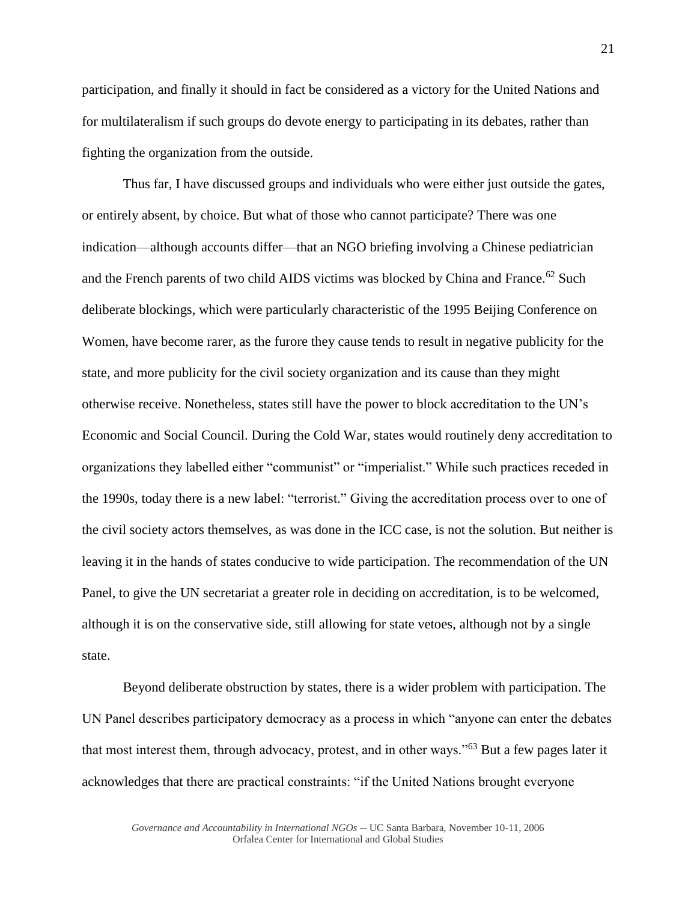participation, and finally it should in fact be considered as a victory for the United Nations and for multilateralism if such groups do devote energy to participating in its debates, rather than fighting the organization from the outside.

Thus far, I have discussed groups and individuals who were either just outside the gates, or entirely absent, by choice. But what of those who cannot participate? There was one indication—although accounts differ—that an NGO briefing involving a Chinese pediatrician and the French parents of two child AIDS victims was blocked by China and France.[62] Such deliberate blockings, which were particularly characteristic of the 1995 Beijing Conference on Women, have become rarer, as the furore they cause tends to result in negative publicity for the state, and more publicity for the civil society organization and its cause than they might otherwise receive. Nonetheless, states still have the power to block accreditation to the UN's Economic and Social Council. During the Cold War, states would routinely deny accreditation to organizations they labelled either "communist" or "imperialist." While such practices receded in the 1990s, today there is a new label: "terrorist." Giving the accreditation process over to one of the civil society actors themselves, as was done in the ICC case, is not the solution. But neither is leaving it in the hands of states conducive to wide participation. The recommendation of the UN Panel, to give the UN secretariat a greater role in deciding on accreditation, is to be welcomed, although it is on the conservative side, still allowing for state vetoes, although not by a single state.

Beyond deliberate obstruction by states, there is a wider problem with participation. The UN Panel describes participatory democracy as a process in which "anyone can enter the debates that most interest them, through advocacy, protest, and in other ways."[63] But a few pages later it acknowledges that there are practical constraints: "if the United Nations brought everyone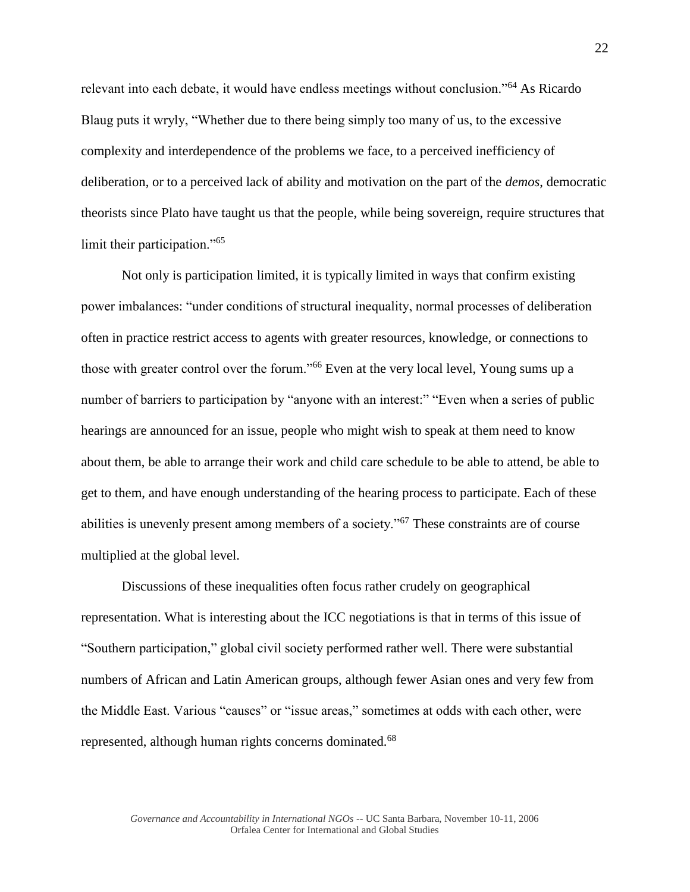relevant into each debate, it would have endless meetings without conclusion."[64] As Ricardo Blaug puts it wryly, "Whether due to there being simply too many of us, to the excessive complexity and interdependence of the problems we face, to a perceived inefficiency of deliberation, or to a perceived lack of ability and motivation on the part of the *demos*, democratic theorists since Plato have taught us that the people, while being sovereign, require structures that limit their participation."[65]

Not only is participation limited, it is typically limited in ways that confirm existing power imbalances: "under conditions of structural inequality, normal processes of deliberation often in practice restrict access to agents with greater resources, knowledge, or connections to those with greater control over the forum."[66] Even at the very local level, Young sums up a number of barriers to participation by "anyone with an interest:" "Even when a series of public hearings are announced for an issue, people who might wish to speak at them need to know about them, be able to arrange their work and child care schedule to be able to attend, be able to get to them, and have enough understanding of the hearing process to participate. Each of these abilities is unevenly present among members of a society."[67] These constraints are of course multiplied at the global level.

Discussions of these inequalities often focus rather crudely on geographical representation. What is interesting about the ICC negotiations is that in terms of this issue of "Southern participation," global civil society performed rather well. There were substantial numbers of African and Latin American groups, although fewer Asian ones and very few from the Middle East. Various "causes" or "issue areas," sometimes at odds with each other, were represented, although human rights concerns dominated.[68]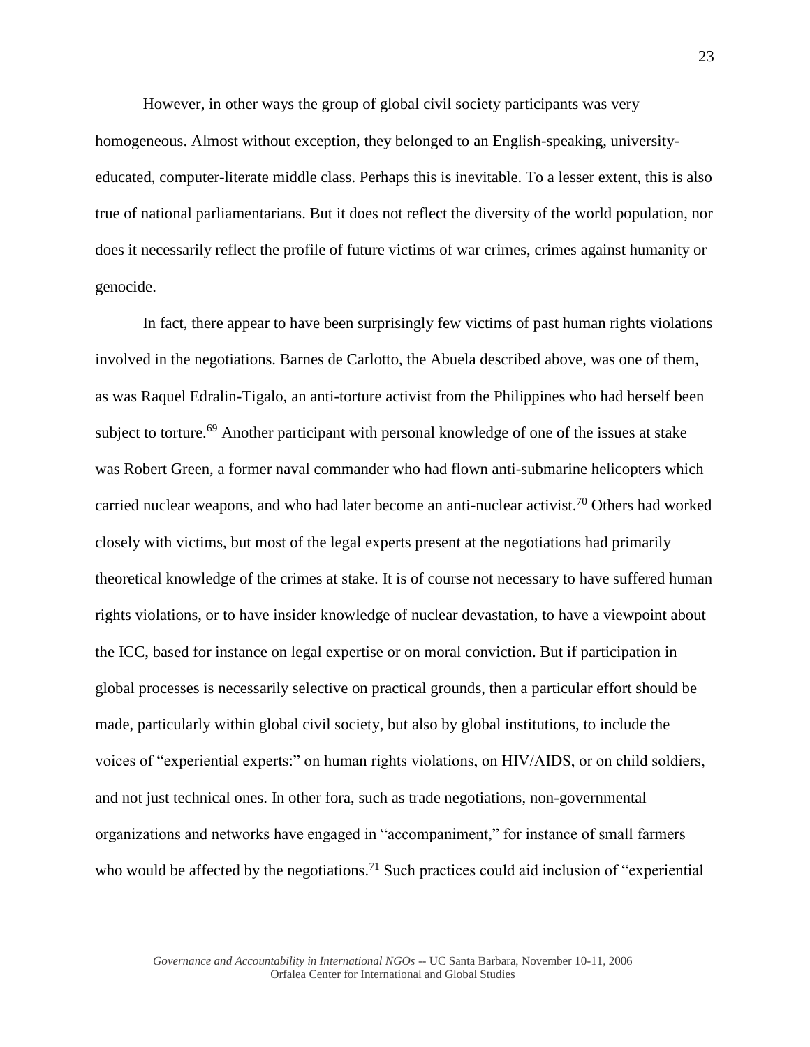However, in other ways the group of global civil society participants was very homogeneous. Almost without exception, they belonged to an English-speaking, university-educated, computer-literate middle class. Perhaps this is inevitable. To a lesser extent, this is also true of national parliamentarians. But it does not reflect the diversity of the world population, nor does it necessarily reflect the profile of future victims of war crimes, crimes against humanity or genocide.

In fact, there appear to have been surprisingly few victims of past human rights violations involved in the negotiations. Barnes de Carlotto, the Abuela described above, was one of them, as was Raquel Edralin-Tigalo, an anti-torture activist from the Philippines who had herself been subject to torture.[69] Another participant with personal knowledge of one of the issues at stake was Robert Green, a former naval commander who had flown anti-submarine helicopters which carried nuclear weapons, and who had later become an anti-nuclear activist.[70] Others had worked closely with victims, but most of the legal experts present at the negotiations had primarily theoretical knowledge of the crimes at stake. It is of course not necessary to have suffered human rights violations, or to have insider knowledge of nuclear devastation, to have a viewpoint about the ICC, based for instance on legal expertise or on moral conviction. But if participation in global processes is necessarily selective on practical grounds, then a particular effort should be made, particularly within global civil society, but also by global institutions, to include the voices of "experiential experts:" on human rights violations, on HIV/AIDS, or on child soldiers, and not just technical ones. In other fora, such as trade negotiations, non-governmental organizations and networks have engaged in "accompaniment," for instance of small farmers who would be affected by the negotiations.[71] Such practices could aid inclusion of "experiential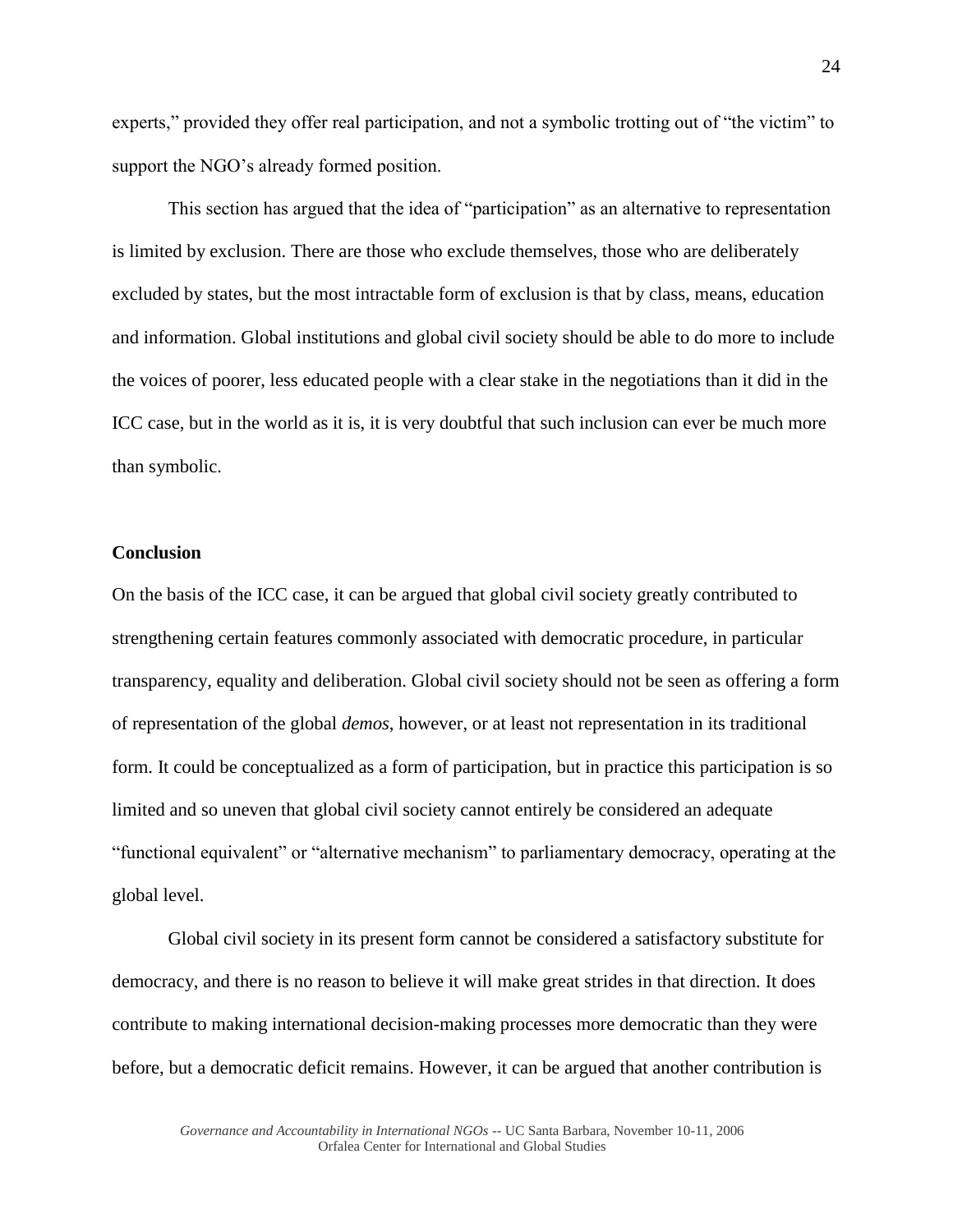experts," provided they offer real participation, and not a symbolic trotting out of "the victim" to support the NGO's already formed position.

This section has argued that the idea of "participation" as an alternative to representation is limited by exclusion. There are those who exclude themselves, those who are deliberately excluded by states, but the most intractable form of exclusion is that by class, means, education and information. Global institutions and global civil society should be able to do more to include the voices of poorer, less educated people with a clear stake in the negotiations than it did in the ICC case, but in the world as it is, it is very doubtful that such inclusion can ever be much more than symbolic.

## Conclusion

On the basis of the ICC case, it can be argued that global civil society greatly contributed to strengthening certain features commonly associated with democratic procedure, in particular transparency, equality and deliberation. Global civil society should not be seen as offering a form of representation of the global *demos*, however, or at least not representation in its traditional form. It could be conceptualized as a form of participation, but in practice this participation is so limited and so uneven that global civil society cannot entirely be considered an adequate "functional equivalent" or "alternative mechanism" to parliamentary democracy, operating at the global level.

Global civil society in its present form cannot be considered a satisfactory substitute for democracy, and there is no reason to believe it will make great strides in that direction. It does contribute to making international decision-making processes more democratic than they were before, but a democratic deficit remains. However, it can be argued that another contribution is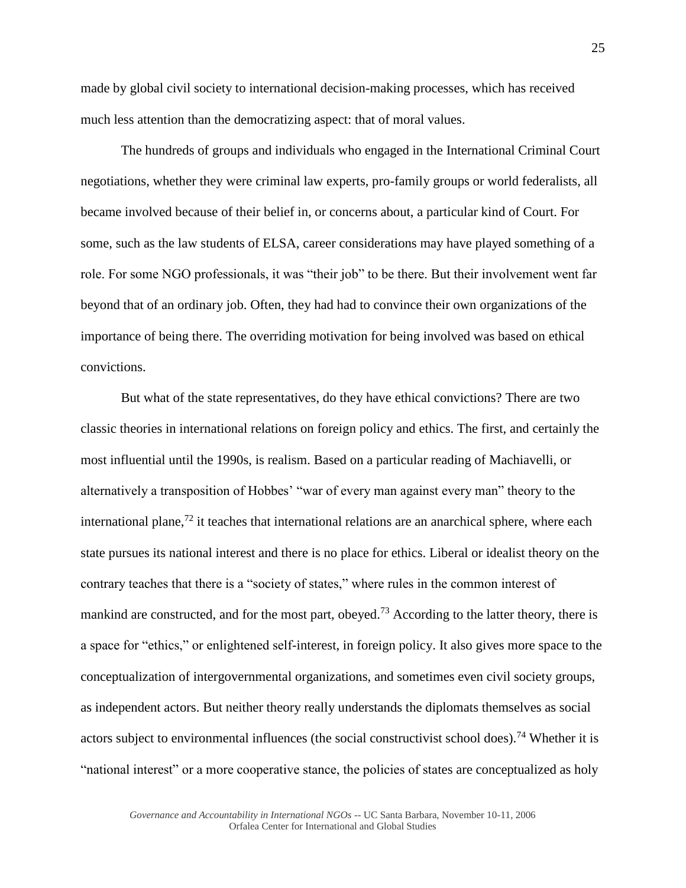made by global civil society to international decision-making processes, which has received much less attention than the democratizing aspect: that of moral values.

The hundreds of groups and individuals who engaged in the International Criminal Court negotiations, whether they were criminal law experts, pro-family groups or world federalists, all became involved because of their belief in, or concerns about, a particular kind of Court. For some, such as the law students of ELSA, career considerations may have played something of a role. For some NGO professionals, it was "their job" to be there. But their involvement went far beyond that of an ordinary job. Often, they had had to convince their own organizations of the importance of being there. The overriding motivation for being involved was based on ethical convictions.

But what of the state representatives, do they have ethical convictions? There are two classic theories in international relations on foreign policy and ethics. The first, and certainly the most influential until the 1990s, is realism. Based on a particular reading of Machiavelli, or alternatively a transposition of Hobbes' "war of every man against every man" theory to the international plane,[72] it teaches that international relations are an anarchical sphere, where each state pursues its national interest and there is no place for ethics. Liberal or idealist theory on the contrary teaches that there is a "society of states," where rules in the common interest of mankind are constructed, and for the most part, obeyed.[73] According to the latter theory, there is a space for "ethics," or enlightened self-interest, in foreign policy. It also gives more space to the conceptualization of intergovernmental organizations, and sometimes even civil society groups, as independent actors. But neither theory really understands the diplomats themselves as social actors subject to environmental influences (the social constructivist school does).[74] Whether it is "national interest" or a more cooperative stance, the policies of states are conceptualized as holy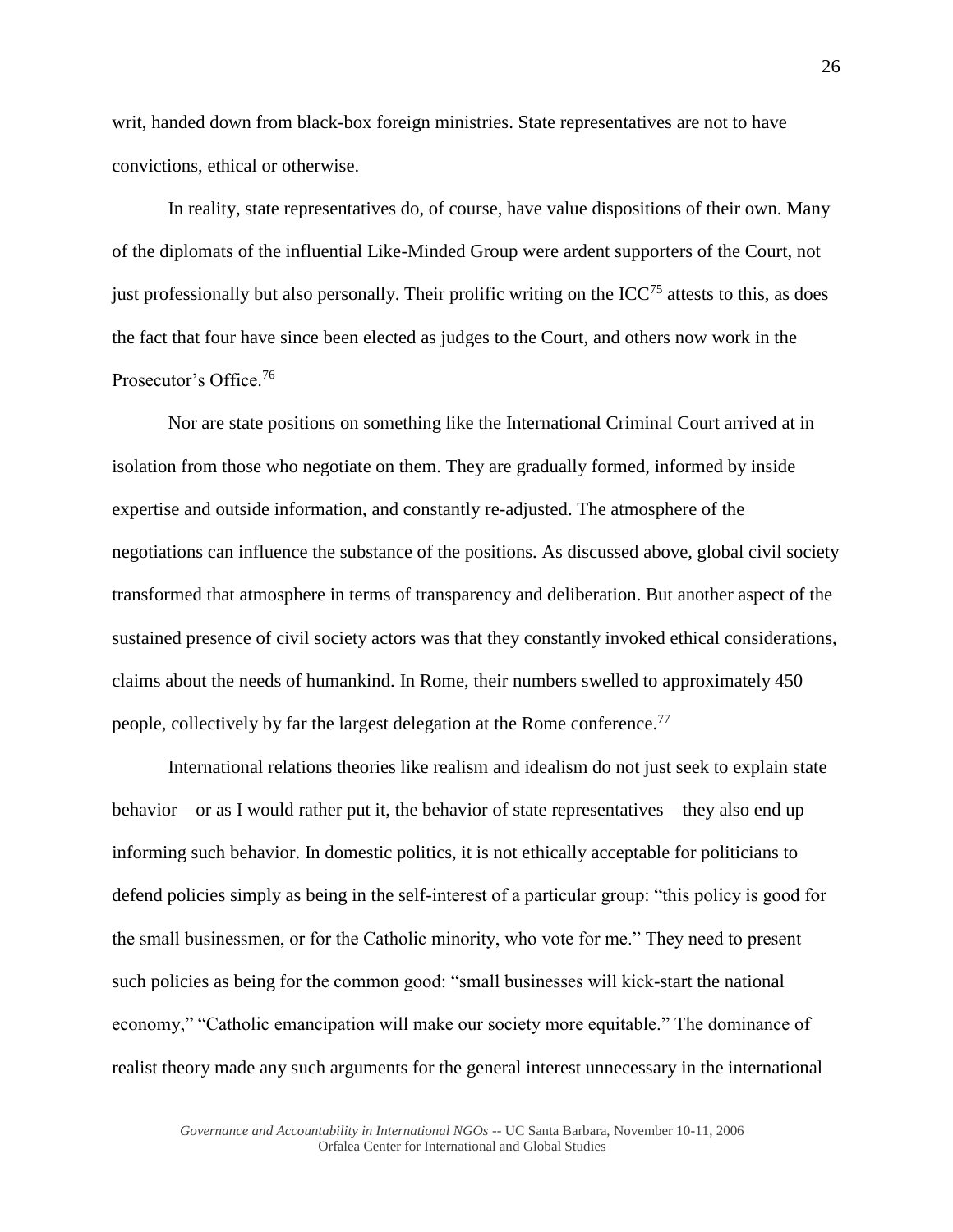writ, handed down from black-box foreign ministries. State representatives are not to have convictions, ethical or otherwise.

In reality, state representatives do, of course, have value dispositions of their own. Many of the diplomats of the influential Like-Minded Group were ardent supporters of the Court, not just professionally but also personally. Their prolific writing on the ICC[75] attests to this, as does the fact that four have since been elected as judges to the Court, and others now work in the Prosecutor's Office.[76]

Nor are state positions on something like the International Criminal Court arrived at in isolation from those who negotiate on them. They are gradually formed, informed by inside expertise and outside information, and constantly re-adjusted. The atmosphere of the negotiations can influence the substance of the positions. As discussed above, global civil society transformed that atmosphere in terms of transparency and deliberation. But another aspect of the sustained presence of civil society actors was that they constantly invoked ethical considerations, claims about the needs of humankind. In Rome, their numbers swelled to approximately 450 people, collectively by far the largest delegation at the Rome conference.[77]

International relations theories like realism and idealism do not just seek to explain state behavior—or as I would rather put it, the behavior of state representatives—they also end up informing such behavior. In domestic politics, it is not ethically acceptable for politicians to defend policies simply as being in the self-interest of a particular group: "this policy is good for the small businessmen, or for the Catholic minority, who vote for me." They need to present such policies as being for the common good: "small businesses will kick-start the national economy," "Catholic emancipation will make our society more equitable." The dominance of realist theory made any such arguments for the general interest unnecessary in the international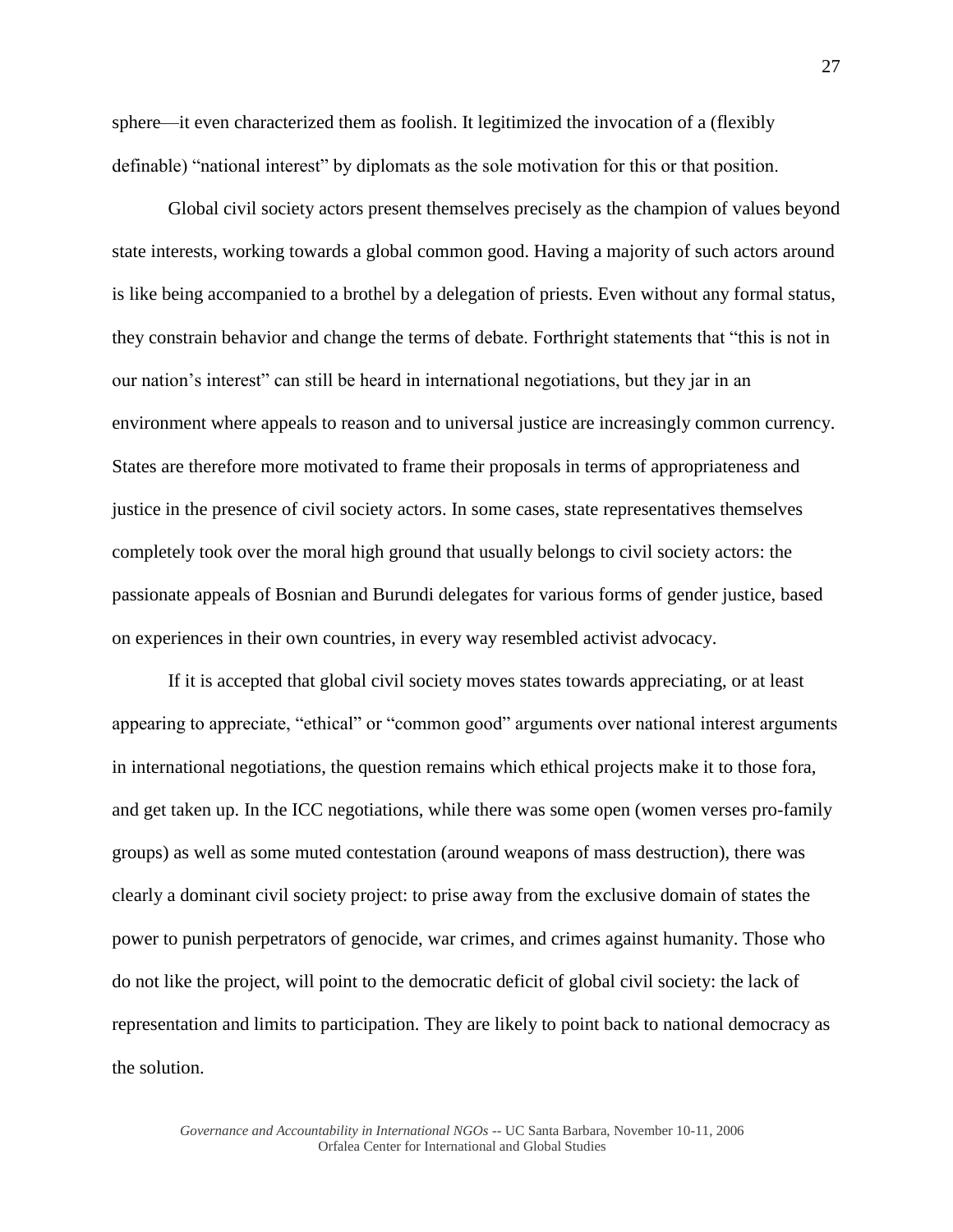sphere—it even characterized them as foolish. It legitimized the invocation of a (flexibly definable) "national interest" by diplomats as the sole motivation for this or that position.

Global civil society actors present themselves precisely as the champion of values beyond state interests, working towards a global common good. Having a majority of such actors around is like being accompanied to a brothel by a delegation of priests. Even without any formal status, they constrain behavior and change the terms of debate. Forthright statements that "this is not in our nation's interest" can still be heard in international negotiations, but they jar in an environment where appeals to reason and to universal justice are increasingly common currency. States are therefore more motivated to frame their proposals in terms of appropriateness and justice in the presence of civil society actors. In some cases, state representatives themselves completely took over the moral high ground that usually belongs to civil society actors: the passionate appeals of Bosnian and Burundi delegates for various forms of gender justice, based on experiences in their own countries, in every way resembled activist advocacy.

If it is accepted that global civil society moves states towards appreciating, or at least appearing to appreciate, "ethical" or "common good" arguments over national interest arguments in international negotiations, the question remains which ethical projects make it to those fora, and get taken up. In the ICC negotiations, while there was some open (women verses pro-family groups) as well as some muted contestation (around weapons of mass destruction), there was clearly a dominant civil society project: to prise away from the exclusive domain of states the power to punish perpetrators of genocide, war crimes, and crimes against humanity. Those who do not like the project, will point to the democratic deficit of global civil society: the lack of representation and limits to participation. They are likely to point back to national democracy as the solution.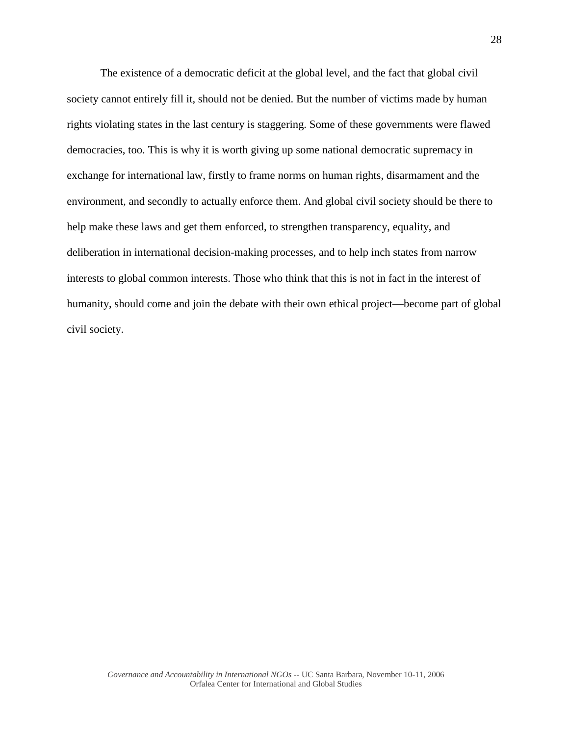The existence of a democratic deficit at the global level, and the fact that global civil society cannot entirely fill it, should not be denied. But the number of victims made by human rights violating states in the last century is staggering. Some of these governments were flawed democracies, too. This is why it is worth giving up some national democratic supremacy in exchange for international law, firstly to frame norms on human rights, disarmament and the environment, and secondly to actually enforce them. And global civil society should be there to help make these laws and get them enforced, to strengthen transparency, equality, and deliberation in international decision-making processes, and to help inch states from narrow interests to global common interests. Those who think that this is not in fact in the interest of humanity, should come and join the debate with their own ethical project—become part of global civil society.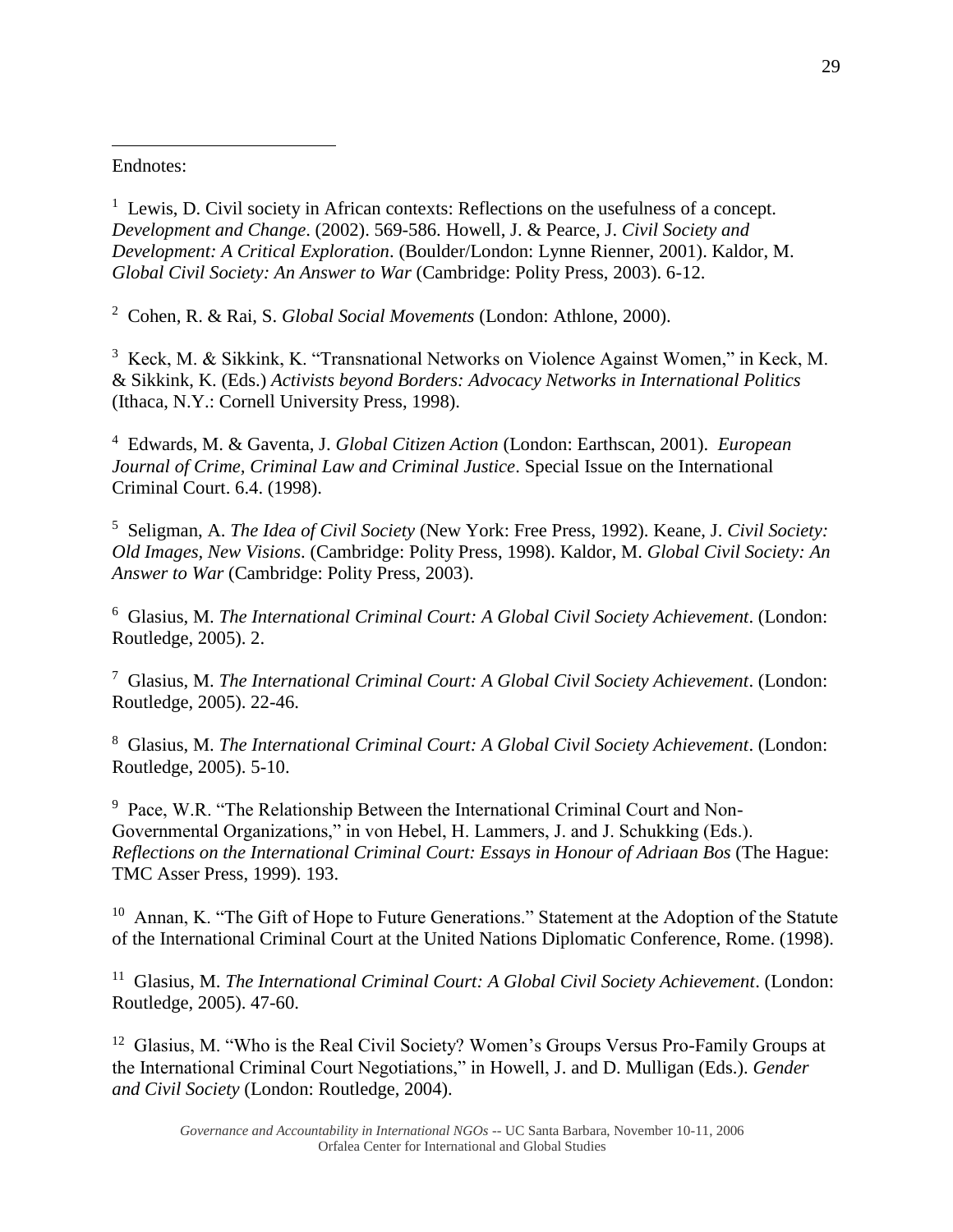Endnotes:

[1] Lewis, D. Civil society in African contexts: Reflections on the usefulness of a concept. *Development and Change*. (2002). 569-586. Howell, J. & Pearce, J. *Civil Society and Development: A Critical Exploration*. (Boulder/London: Lynne Rienner, 2001). Kaldor, M. *Global Civil Society: An Answer to War* (Cambridge: Polity Press, 2003). 6-12.

[2] Cohen, R. & Rai, S. *Global Social Movements* (London: Athlone, 2000).

[3] Keck, M. & Sikkink, K. "Transnational Networks on Violence Against Women," in Keck, M. & Sikkink, K. (Eds.) *Activists beyond Borders: Advocacy Networks in International Politics* (Ithaca, N.Y.: Cornell University Press, 1998).

[4] Edwards, M. & Gaventa, J. *Global Citizen Action* (London: Earthscan, 2001). *European Journal of Crime, Criminal Law and Criminal Justice*. Special Issue on the International Criminal Court. 6.4. (1998).

[5] Seligman, A. *The Idea of Civil Society* (New York: Free Press, 1992). Keane, J. *Civil Society: Old Images, New Visions*. (Cambridge: Polity Press, 1998). Kaldor, M. *Global Civil Society: An Answer to War* (Cambridge: Polity Press, 2003).

[6] Glasius, M. *The International Criminal Court: A Global Civil Society Achievement*. (London: Routledge, 2005). 2.

[7] Glasius, M. *The International Criminal Court: A Global Civil Society Achievement*. (London: Routledge, 2005). 22-46.

[8] Glasius, M. *The International Criminal Court: A Global Civil Society Achievement*. (London: Routledge, 2005). 5-10.

[9] Pace, W.R. "The Relationship Between the International Criminal Court and Non-Governmental Organizations," in von Hebel, H. Lammers, J. and J. Schukking (Eds.). *Reflections on the International Criminal Court: Essays in Honour of Adriaan Bos* (The Hague: TMC Asser Press, 1999). 193.

[10] Annan, K. "The Gift of Hope to Future Generations." Statement at the Adoption of the Statute of the International Criminal Court at the United Nations Diplomatic Conference, Rome. (1998).

[11] Glasius, M. *The International Criminal Court: A Global Civil Society Achievement*. (London: Routledge, 2005). 47-60.

[12] Glasius, M. "Who is the Real Civil Society? Women's Groups Versus Pro-Family Groups at the International Criminal Court Negotiations," in Howell, J. and D. Mulligan (Eds.). *Gender and Civil Society* (London: Routledge, 2004).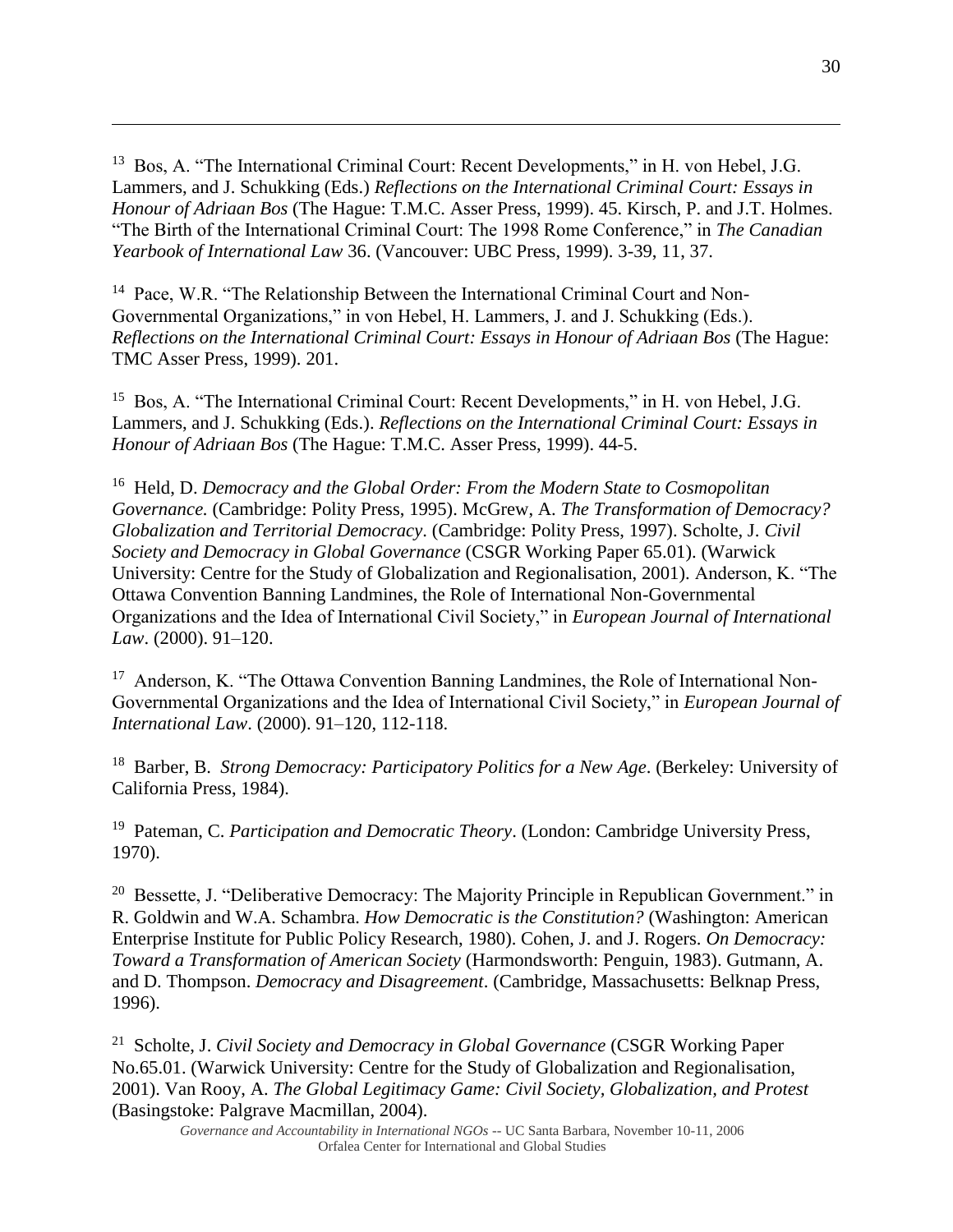[13] Bos, A. "The International Criminal Court: Recent Developments," in H. von Hebel, J.G. Lammers, and J. Schukking (Eds.) *Reflections on the International Criminal Court: Essays in Honour of Adriaan Bos* (The Hague: T.M.C. Asser Press, 1999). 45. Kirsch, P. and J.T. Holmes. "The Birth of the International Criminal Court: The 1998 Rome Conference," in *The Canadian Yearbook of International Law* 36. (Vancouver: UBC Press, 1999). 3-39, 11, 37.

[14] Pace, W.R. "The Relationship Between the International Criminal Court and Non-Governmental Organizations," in von Hebel, H. Lammers, J. and J. Schukking (Eds.). *Reflections on the International Criminal Court: Essays in Honour of Adriaan Bos* (The Hague: TMC Asser Press, 1999). 201.

[15] Bos, A. "The International Criminal Court: Recent Developments," in H. von Hebel, J.G. Lammers, and J. Schukking (Eds.). *Reflections on the International Criminal Court: Essays in Honour of Adriaan Bos* (The Hague: T.M.C. Asser Press, 1999). 44-5.

[16] Held, D. *Democracy and the Global Order: From the Modern State to Cosmopolitan Governance.* (Cambridge: Polity Press, 1995). McGrew, A. *The Transformation of Democracy? Globalization and Territorial Democracy*. (Cambridge: Polity Press, 1997). Scholte, J. *Civil Society and Democracy in Global Governance* (CSGR Working Paper 65.01). (Warwick University: Centre for the Study of Globalization and Regionalisation, 2001). Anderson, K. "The Ottawa Convention Banning Landmines, the Role of International Non-Governmental Organizations and the Idea of International Civil Society," in *European Journal of International Law*. (2000). 91–120.

[17] Anderson, K. "The Ottawa Convention Banning Landmines, the Role of International Non-Governmental Organizations and the Idea of International Civil Society," in *European Journal of International Law*. (2000). 91–120, 112-118.

[18] Barber, B. *Strong Democracy: Participatory Politics for a New Age*. (Berkeley: University of California Press, 1984).

[19] Pateman, C. *Participation and Democratic Theory*. (London: Cambridge University Press, 1970).

[20] Bessette, J. "Deliberative Democracy: The Majority Principle in Republican Government." in R. Goldwin and W.A. Schambra. *How Democratic is the Constitution?* (Washington: American Enterprise Institute for Public Policy Research, 1980). Cohen, J. and J. Rogers. *On Democracy: Toward a Transformation of American Society* (Harmondsworth: Penguin, 1983). Gutmann, A. and D. Thompson. *Democracy and Disagreement*. (Cambridge, Massachusetts: Belknap Press, 1996).

[21] Scholte, J. *Civil Society and Democracy in Global Governance* (CSGR Working Paper No.65.01. (Warwick University: Centre for the Study of Globalization and Regionalisation, 2001). Van Rooy, A. *The Global Legitimacy Game: Civil Society, Globalization, and Protest* (Basingstoke: Palgrave Macmillan, 2004).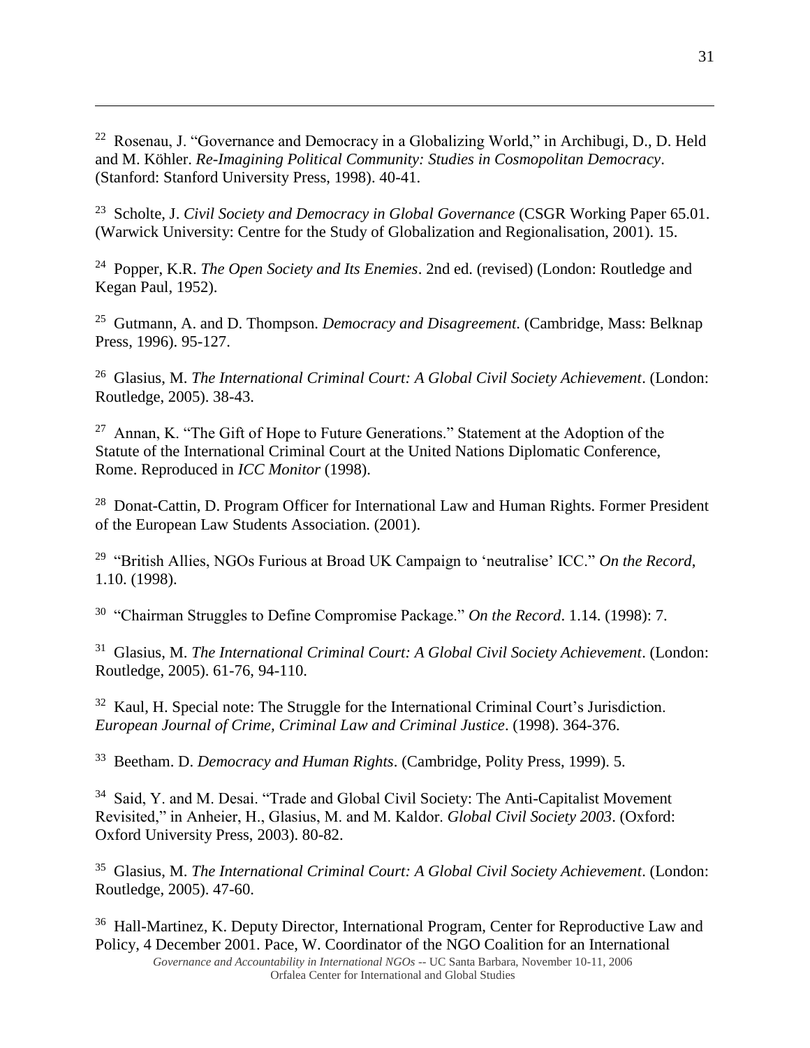[22] Rosenau, J. "Governance and Democracy in a Globalizing World," in Archibugi, D., D. Held and M. Köhler. *Re-Imagining Political Community: Studies in Cosmopolitan Democracy*. (Stanford: Stanford University Press, 1998). 40-41.

[23] Scholte, J. *Civil Society and Democracy in Global Governance* (CSGR Working Paper 65.01. (Warwick University: Centre for the Study of Globalization and Regionalisation, 2001). 15.

[24] Popper, K.R. *The Open Society and Its Enemies*. 2nd ed. (revised) (London: Routledge and Kegan Paul, 1952).

[25] Gutmann, A. and D. Thompson. *Democracy and Disagreement*. (Cambridge, Mass: Belknap Press, 1996). 95-127.

[26] Glasius, M. *The International Criminal Court: A Global Civil Society Achievement*. (London: Routledge, 2005). 38-43.

[27] Annan, K. "The Gift of Hope to Future Generations." Statement at the Adoption of the Statute of the International Criminal Court at the United Nations Diplomatic Conference, Rome. Reproduced in *ICC Monitor* (1998).

[28] Donat-Cattin, D. Program Officer for International Law and Human Rights. Former President of the European Law Students Association. (2001).

[29] "British Allies, NGOs Furious at Broad UK Campaign to 'neutralise' ICC." *On the Record*, 1.10. (1998).

[30] "Chairman Struggles to Define Compromise Package." *On the Record*. 1.14. (1998): 7.

[31] Glasius, M. *The International Criminal Court: A Global Civil Society Achievement*. (London: Routledge, 2005). 61-76, 94-110.

[32] Kaul, H. Special note: The Struggle for the International Criminal Court's Jurisdiction. *European Journal of Crime, Criminal Law and Criminal Justice*. (1998). 364-376.

[33] Beetham. D. *Democracy and Human Rights*. (Cambridge, Polity Press, 1999). 5.

[34] Said, Y. and M. Desai. "Trade and Global Civil Society: The Anti-Capitalist Movement Revisited," in Anheier, H., Glasius, M. and M. Kaldor. *Global Civil Society 2003*. (Oxford: Oxford University Press, 2003). 80-82.

[35] Glasius, M. *The International Criminal Court: A Global Civil Society Achievement*. (London: Routledge, 2005). 47-60.

[36] Hall-Martinez, K. Deputy Director, International Program, Center for Reproductive Law and Policy, 4 December 2001. Pace, W. Coordinator of the NGO Coalition for an International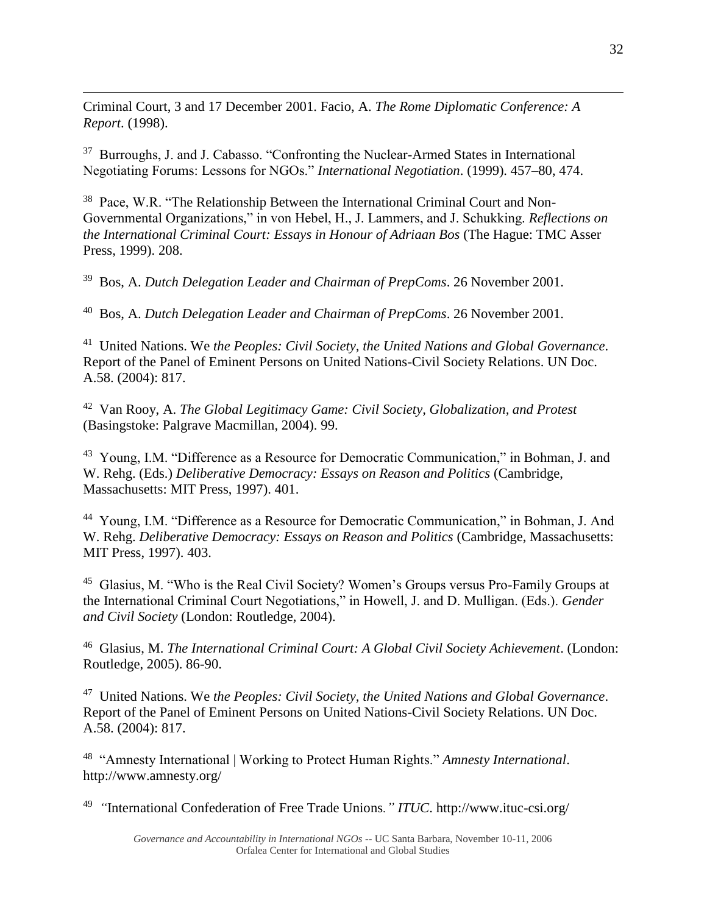Criminal Court, 3 and 17 December 2001. Facio, A. *The Rome Diplomatic Conference: A Report*. (1998).

[37] Burroughs, J. and J. Cabasso. "Confronting the Nuclear-Armed States in International Negotiating Forums: Lessons for NGOs." *International Negotiation*. (1999). 457–80, 474.

[38] Pace, W.R. "The Relationship Between the International Criminal Court and Non-Governmental Organizations," in von Hebel, H., J. Lammers, and J. Schukking. *Reflections on the International Criminal Court: Essays in Honour of Adriaan Bos* (The Hague: TMC Asser Press, 1999). 208.

[39] Bos, A. *Dutch Delegation Leader and Chairman of PrepComs*. 26 November 2001.

[40] Bos, A. *Dutch Delegation Leader and Chairman of PrepComs*. 26 November 2001.

[41] United Nations. We *the Peoples: Civil Society, the United Nations and Global Governance*. Report of the Panel of Eminent Persons on United Nations-Civil Society Relations. UN Doc. A.58. (2004): 817.

[42] Van Rooy, A. *The Global Legitimacy Game: Civil Society, Globalization, and Protest* (Basingstoke: Palgrave Macmillan, 2004). 99.

[43] Young, I.M. "Difference as a Resource for Democratic Communication," in Bohman, J. and W. Rehg. (Eds.) *Deliberative Democracy: Essays on Reason and Politics* (Cambridge, Massachusetts: MIT Press, 1997). 401.

[44] Young, I.M. "Difference as a Resource for Democratic Communication," in Bohman, J. And W. Rehg. *Deliberative Democracy: Essays on Reason and Politics* (Cambridge, Massachusetts: MIT Press, 1997). 403.

[45] Glasius, M. "Who is the Real Civil Society? Women's Groups versus Pro-Family Groups at the International Criminal Court Negotiations," in Howell, J. and D. Mulligan. (Eds.). *Gender and Civil Society* (London: Routledge, 2004).

[46] Glasius, M. *The International Criminal Court: A Global Civil Society Achievement*. (London: Routledge, 2005). 86-90.

[47] United Nations. We *the Peoples: Civil Society, the United Nations and Global Governance*. Report of the Panel of Eminent Persons on United Nations-Civil Society Relations. UN Doc. A.58. (2004): 817.

[48] "Amnesty International | Working to Protect Human Rights." *Amnesty International*. http://www.amnesty.org/

[49] "International Confederation of Free Trade Unions*." ITUC*. http://www.ituc-csi.org/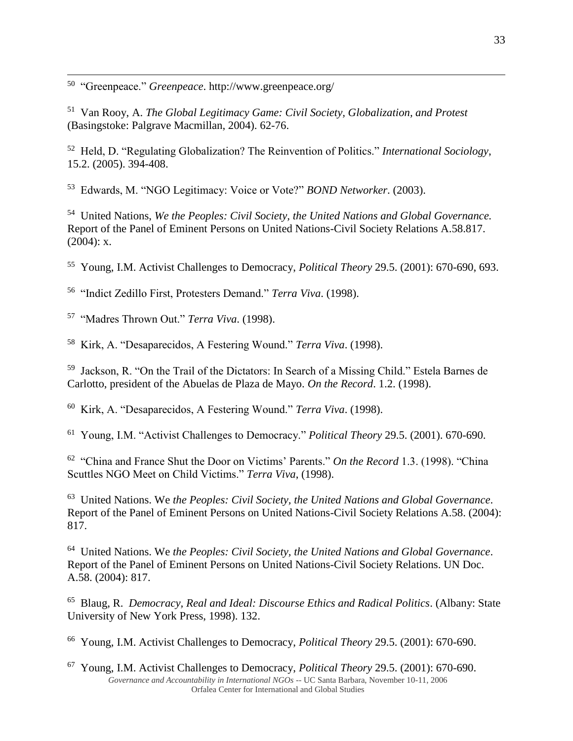[50] "Greenpeace." *Greenpeace*. http://www.greenpeace.org/

[51] Van Rooy, A. *The Global Legitimacy Game: Civil Society, Globalization, and Protest* (Basingstoke: Palgrave Macmillan, 2004). 62-76.

[52] Held, D. "Regulating Globalization? The Reinvention of Politics." *International Sociology*, 15.2. (2005). 394-408.

[53] Edwards, M. "NGO Legitimacy: Voice or Vote?" *BOND Networker*. (2003).

[54] United Nations, *We the Peoples: Civil Society, the United Nations and Global Governance.* Report of the Panel of Eminent Persons on United Nations-Civil Society Relations A.58.817. (2004): x.

[55] Young, I.M. Activist Challenges to Democracy, *Political Theory* 29.5. (2001): 670-690, 693.

[56] "Indict Zedillo First, Protesters Demand." *Terra Viva*. (1998).

[57] "Madres Thrown Out." *Terra Viva*. (1998).

[58] Kirk, A. "Desaparecidos, A Festering Wound." *Terra Viva*. (1998).

[59] Jackson, R. "On the Trail of the Dictators: In Search of a Missing Child." Estela Barnes de Carlotto, president of the Abuelas de Plaza de Mayo. *On the Record*. 1.2. (1998).

[60] Kirk, A. "Desaparecidos, A Festering Wound." *Terra Viva*. (1998).

[61] Young, I.M. "Activist Challenges to Democracy." *Political Theory* 29.5. (2001). 670-690.

[62] "China and France Shut the Door on Victims' Parents." *On the Record* 1.3. (1998). "China Scuttles NGO Meet on Child Victims." *Terra Viva*, (1998).

[63] United Nations. We *the Peoples: Civil Society, the United Nations and Global Governance*. Report of the Panel of Eminent Persons on United Nations-Civil Society Relations A.58. (2004): 817.

[64] United Nations. We *the Peoples: Civil Society, the United Nations and Global Governance*. Report of the Panel of Eminent Persons on United Nations-Civil Society Relations. UN Doc. A.58. (2004): 817.

[65] Blaug, R. *Democracy, Real and Ideal: Discourse Ethics and Radical Politics*. (Albany: State University of New York Press, 1998). 132.

[66] Young, I.M. Activist Challenges to Democracy, *Political Theory* 29.5. (2001): 670-690.

[67] Young, I.M. Activist Challenges to Democracy, *Political Theory* 29.5. (2001): 670-690.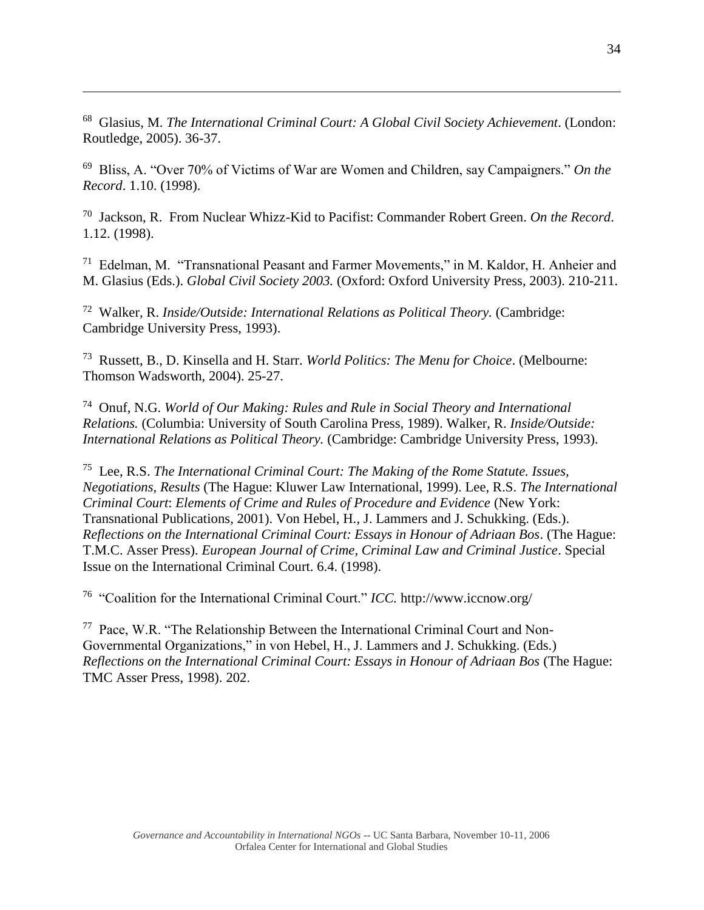[68] Glasius, M. *The International Criminal Court: A Global Civil Society Achievement*. (London: Routledge, 2005). 36-37.

[69] Bliss, A. “Over 70% of Victims of War are Women and Children, say Campaigners.” *On the Record*. 1.10. (1998).

[70] Jackson, R. From Nuclear Whizz-Kid to Pacifist: Commander Robert Green. *On the Record*. 1.12. (1998).

[71] Edelman, M. “Transnational Peasant and Farmer Movements,” in M. Kaldor, H. Anheier and M. Glasius (Eds.). *Global Civil Society 2003.* (Oxford: Oxford University Press, 2003). 210-211.

[72] Walker, R. *Inside/Outside: International Relations as Political Theory.* (Cambridge: Cambridge University Press, 1993).

[73] Russett, B., D. Kinsella and H. Starr. *World Politics: The Menu for Choice*. (Melbourne: Thomson Wadsworth, 2004). 25-27.

[74] Onuf, N.G. *World of Our Making: Rules and Rule in Social Theory and International Relations.* (Columbia: University of South Carolina Press, 1989). Walker, R. *Inside/Outside: International Relations as Political Theory.* (Cambridge: Cambridge University Press, 1993).

[75] Lee, R.S. *The International Criminal Court: The Making of the Rome Statute. Issues, Negotiations, Results* (The Hague: Kluwer Law International, 1999). Lee, R.S. *The International Criminal Court*: *Elements of Crime and Rules of Procedure and Evidence* (New York: Transnational Publications, 2001). Von Hebel, H., J. Lammers and J. Schukking. (Eds.). *Reflections on the International Criminal Court: Essays in Honour of Adriaan Bos*. (The Hague: T.M.C. Asser Press). *European Journal of Crime, Criminal Law and Criminal Justice*. Special Issue on the International Criminal Court. 6.4. (1998).

[76] “Coalition for the International Criminal Court.” *ICC.* http://www.iccnow.org/

[77] Pace, W.R. “The Relationship Between the International Criminal Court and Non-Governmental Organizations,” in von Hebel, H., J. Lammers and J. Schukking. (Eds.) *Reflections on the International Criminal Court: Essays in Honour of Adriaan Bos* (The Hague: TMC Asser Press, 1998). 202.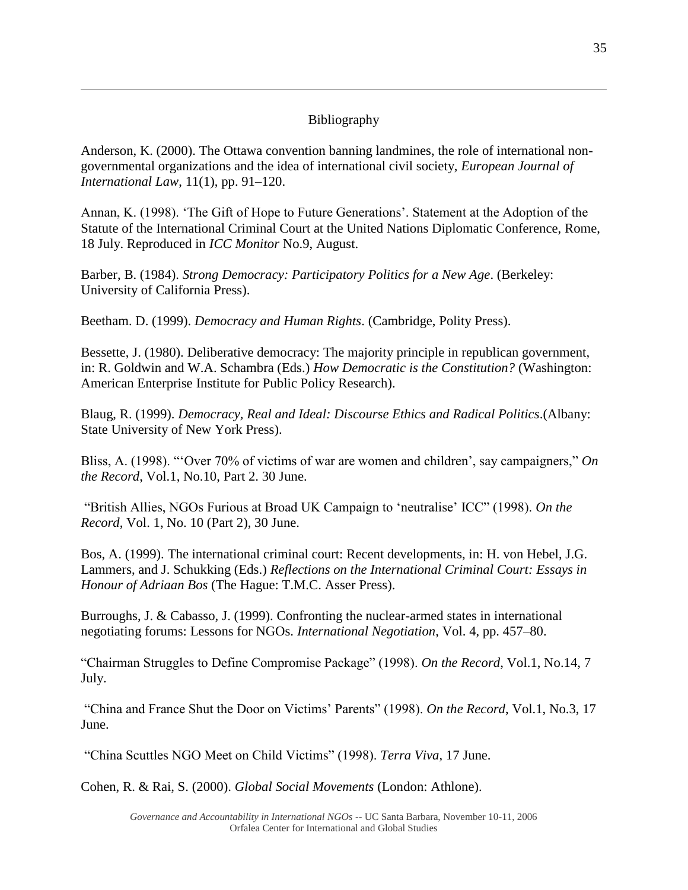# Bibliography

Anderson, K. (2000). The Ottawa convention banning landmines, the role of international non-governmental organizations and the idea of international civil society, *European Journal of International Law*, 11(1), pp. 91–120.

Annan, K. (1998). 'The Gift of Hope to Future Generations'. Statement at the Adoption of the Statute of the International Criminal Court at the United Nations Diplomatic Conference, Rome, 18 July. Reproduced in *ICC Monitor* No.9, August.

Barber, B. (1984). *Strong Democracy: Participatory Politics for a New Age*. (Berkeley: University of California Press).

Beetham. D. (1999). *Democracy and Human Rights*. (Cambridge, Polity Press).

Bessette, J. (1980). Deliberative democracy: The majority principle in republican government, in: R. Goldwin and W.A. Schambra (Eds.) *How Democratic is the Constitution?* (Washington: American Enterprise Institute for Public Policy Research).

Blaug, R. (1999). *Democracy, Real and Ideal: Discourse Ethics and Radical Politics*.(Albany: State University of New York Press).

Bliss, A. (1998). "'Over 70% of victims of war are women and children', say campaigners," *On the Record*, Vol.1, No.10, Part 2. 30 June.

"British Allies, NGOs Furious at Broad UK Campaign to 'neutralise' ICC" (1998). *On the Record*, Vol. 1, No. 10 (Part 2), 30 June.

Bos, A. (1999). The international criminal court: Recent developments, in: H. von Hebel, J.G. Lammers, and J. Schukking (Eds.) *Reflections on the International Criminal Court: Essays in Honour of Adriaan Bos* (The Hague: T.M.C. Asser Press).

Burroughs, J. & Cabasso, J. (1999). Confronting the nuclear-armed states in international negotiating forums: Lessons for NGOs. *International Negotiation*, Vol. 4, pp. 457–80.

"Chairman Struggles to Define Compromise Package" (1998). *On the Record*, Vol.1, No.14, 7 July.

"China and France Shut the Door on Victims' Parents" (1998). *On the Record*, Vol.1, No.3, 17 June.

"China Scuttles NGO Meet on Child Victims" (1998). *Terra Viva*, 17 June.

Cohen, R. & Rai, S. (2000). *Global Social Movements* (London: Athlone).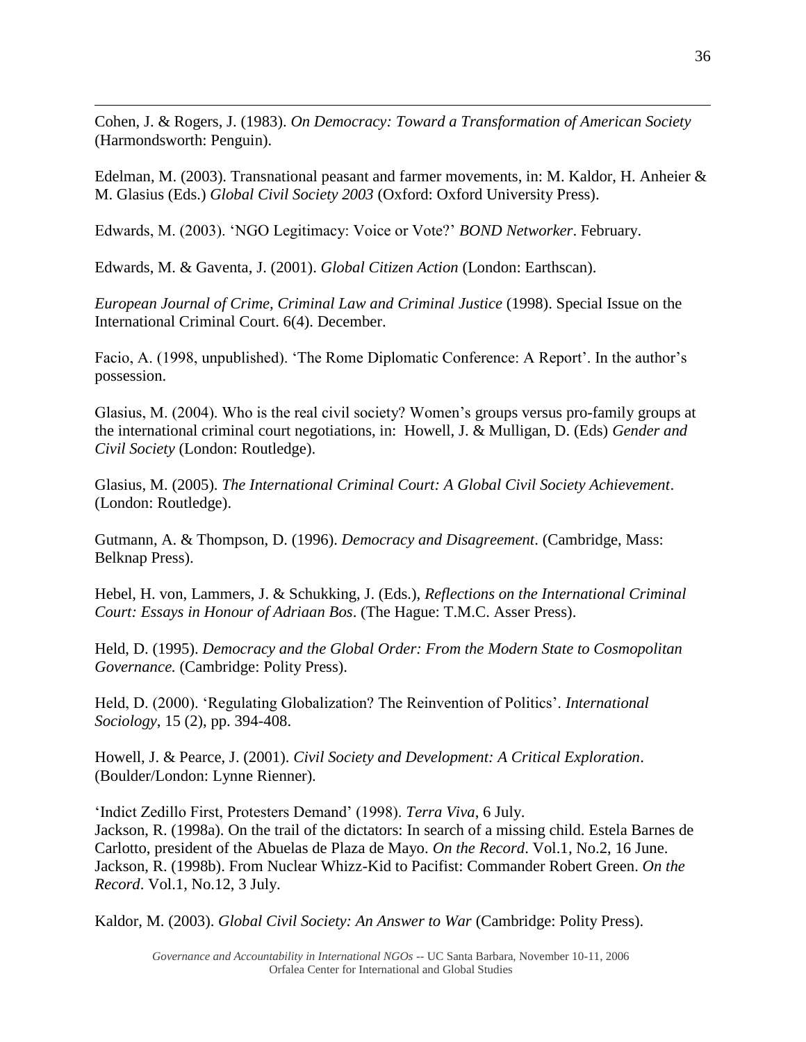Cohen, J. & Rogers, J. (1983). *On Democracy: Toward a Transformation of American Society* (Harmondsworth: Penguin).

Edelman, M. (2003). Transnational peasant and farmer movements, in: M. Kaldor, H. Anheier & M. Glasius (Eds.) *Global Civil Society 2003* (Oxford: Oxford University Press).

Edwards, M. (2003). 'NGO Legitimacy: Voice or Vote?' *BOND Networker*. February.

Edwards, M. & Gaventa, J. (2001). *Global Citizen Action* (London: Earthscan).

*European Journal of Crime, Criminal Law and Criminal Justice* (1998). Special Issue on the International Criminal Court. 6(4). December.

Facio, A. (1998, unpublished). 'The Rome Diplomatic Conference: A Report'. In the author's possession.

Glasius, M. (2004). Who is the real civil society? Women's groups versus pro-family groups at the international criminal court negotiations, in: Howell, J. & Mulligan, D. (Eds) *Gender and Civil Society* (London: Routledge).

Glasius, M. (2005). *The International Criminal Court: A Global Civil Society Achievement*. (London: Routledge).

Gutmann, A. & Thompson, D. (1996). *Democracy and Disagreement*. (Cambridge, Mass: Belknap Press).

Hebel, H. von, Lammers, J. & Schukking, J. (Eds.), *Reflections on the International Criminal Court: Essays in Honour of Adriaan Bos*. (The Hague: T.M.C. Asser Press).

Held, D. (1995). *Democracy and the Global Order: From the Modern State to Cosmopolitan Governance.* (Cambridge: Polity Press).

Held, D. (2000). 'Regulating Globalization? The Reinvention of Politics'. *International Sociology*, 15 (2), pp. 394-408.

Howell, J. & Pearce, J. (2001). *Civil Society and Development: A Critical Exploration*. (Boulder/London: Lynne Rienner).

'Indict Zedillo First, Protesters Demand' (1998). *Terra Viva*, 6 July.
Jackson, R. (1998a). On the trail of the dictators: In search of a missing child. Estela Barnes de Carlotto, president of the Abuelas de Plaza de Mayo. *On the Record*. Vol.1, No.2, 16 June.
Jackson, R. (1998b). From Nuclear Whizz-Kid to Pacifist: Commander Robert Green. *On the Record*. Vol.1, No.12, 3 July.

Kaldor, M. (2003). *Global Civil Society: An Answer to War* (Cambridge: Polity Press).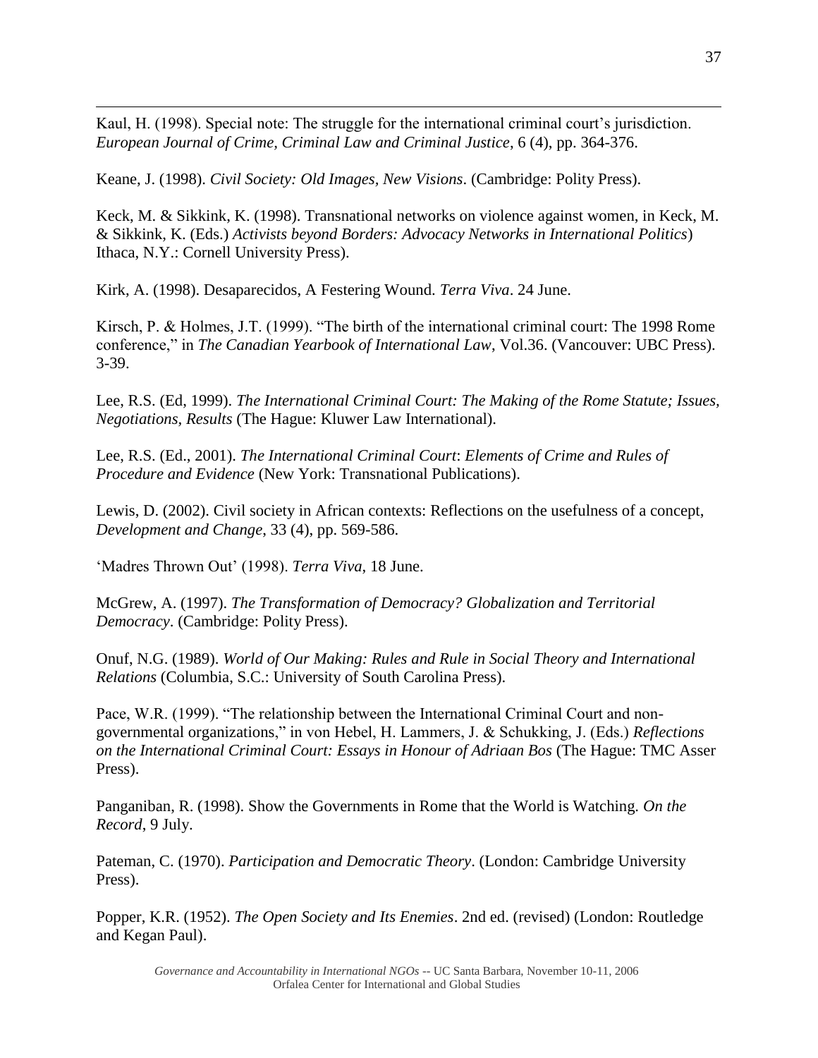Kaul, H. (1998). Special note: The struggle for the international criminal court's jurisdiction. *European Journal of Crime, Criminal Law and Criminal Justice*, 6 (4), pp. 364-376.

Keane, J. (1998). *Civil Society: Old Images, New Visions*. (Cambridge: Polity Press).

Keck, M. & Sikkink, K. (1998). Transnational networks on violence against women, in Keck, M. & Sikkink, K. (Eds.) *Activists beyond Borders: Advocacy Networks in International Politics*) Ithaca, N.Y.: Cornell University Press).

Kirk, A. (1998). Desaparecidos, A Festering Wound. *Terra Viva*. 24 June.

Kirsch, P. & Holmes, J.T. (1999). "The birth of the international criminal court: The 1998 Rome conference," in *The Canadian Yearbook of International Law*, Vol.36. (Vancouver: UBC Press). 3-39.

Lee, R.S. (Ed, 1999). *The International Criminal Court: The Making of the Rome Statute; Issues, Negotiations, Results* (The Hague: Kluwer Law International).

Lee, R.S. (Ed., 2001). *The International Criminal Court*: *Elements of Crime and Rules of Procedure and Evidence* (New York: Transnational Publications).

Lewis, D. (2002). Civil society in African contexts: Reflections on the usefulness of a concept, *Development and Change*, 33 (4), pp. 569-586.

'Madres Thrown Out' (1998). *Terra Viva*, 18 June.

McGrew, A. (1997). *The Transformation of Democracy? Globalization and Territorial Democracy*. (Cambridge: Polity Press).

Onuf, N.G. (1989). *World of Our Making: Rules and Rule in Social Theory and International Relations* (Columbia, S.C.: University of South Carolina Press).

Pace, W.R. (1999). "The relationship between the International Criminal Court and non-governmental organizations," in von Hebel, H. Lammers, J. & Schukking, J. (Eds.) *Reflections on the International Criminal Court: Essays in Honour of Adriaan Bos* (The Hague: TMC Asser Press).

Panganiban, R. (1998). Show the Governments in Rome that the World is Watching. *On the Record*, 9 July.

Pateman, C. (1970). *Participation and Democratic Theory*. (London: Cambridge University Press).

Popper, K.R. (1952). *The Open Society and Its Enemies*. 2nd ed. (revised) (London: Routledge and Kegan Paul).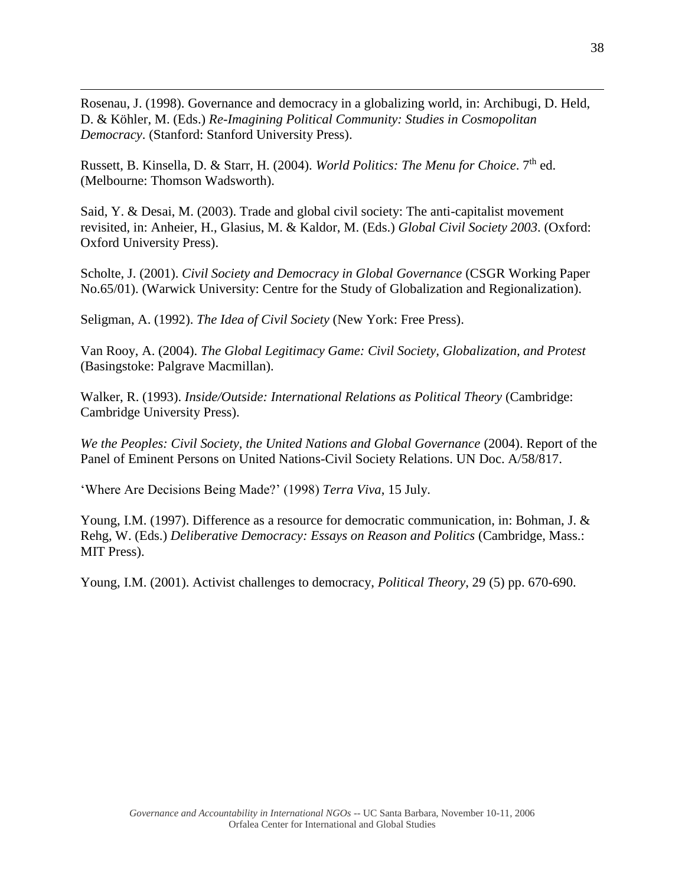Rosenau, J. (1998). Governance and democracy in a globalizing world, in: Archibugi, D. Held, D. & Köhler, M. (Eds.) *Re-Imagining Political Community: Studies in Cosmopolitan Democracy*. (Stanford: Stanford University Press).

Russett, B. Kinsella, D. & Starr, H. (2004). *World Politics: The Menu for Choice*. 7th ed. (Melbourne: Thomson Wadsworth).

Said, Y. & Desai, M. (2003). Trade and global civil society: The anti-capitalist movement revisited, in: Anheier, H., Glasius, M. & Kaldor, M. (Eds.) *Global Civil Society 2003*. (Oxford: Oxford University Press).

Scholte, J. (2001). *Civil Society and Democracy in Global Governance* (CSGR Working Paper No.65/01). (Warwick University: Centre for the Study of Globalization and Regionalization).

Seligman, A. (1992). *The Idea of Civil Society* (New York: Free Press).

Van Rooy, A. (2004). *The Global Legitimacy Game: Civil Society, Globalization, and Protest* (Basingstoke: Palgrave Macmillan).

Walker, R. (1993). *Inside/Outside: International Relations as Political Theory* (Cambridge: Cambridge University Press).

*We the Peoples: Civil Society, the United Nations and Global Governance* (2004). Report of the Panel of Eminent Persons on United Nations-Civil Society Relations. UN Doc. A/58/817.

'Where Are Decisions Being Made?' (1998) *Terra Viva*, 15 July.

Young, I.M. (1997). Difference as a resource for democratic communication, in: Bohman, J. & Rehg, W. (Eds.) *Deliberative Democracy: Essays on Reason and Politics* (Cambridge, Mass.: MIT Press).

Young, I.M. (2001). Activist challenges to democracy, *Political Theory*, 29 (5) pp. 670-690.